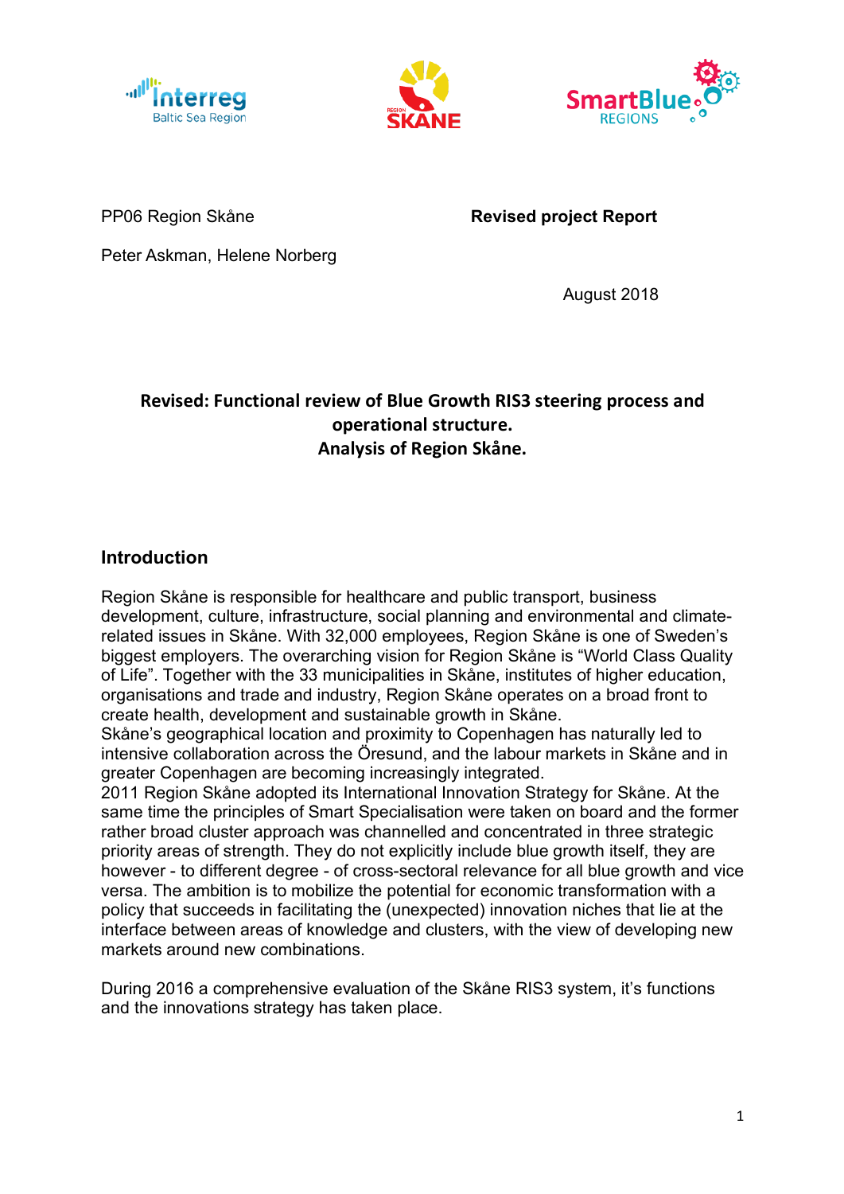PP06 Region Skåne

**Revised project Report**

Peter Askman, Helene Norberg

August 2018

**Revised: Functional review of Blue Growth RIS3 steering process and operational structure.**
**Analysis of Region Skåne.**

## Introduction

Region Skåne is responsible for healthcare and public transport, business development, culture, infrastructure, social planning and environmental and climate-related issues in Skåne. With 32,000 employees, Region Skåne is one of Sweden's biggest employers. The overarching vision for Region Skåne is "World Class Quality of Life". Together with the 33 municipalities in Skåne, institutes of higher education, organisations and trade and industry, Region Skåne operates on a broad front to create health, development and sustainable growth in Skåne.
Skåne's geographical location and proximity to Copenhagen has naturally led to intensive collaboration across the Öresund, and the labour markets in Skåne and in greater Copenhagen are becoming increasingly integrated.
2011 Region Skåne adopted its International Innovation Strategy for Skåne. At the same time the principles of Smart Specialisation were taken on board and the former rather broad cluster approach was channelled and concentrated in three strategic priority areas of strength. They do not explicitly include blue growth itself, they are however - to different degree - of cross-sectoral relevance for all blue growth and vice versa. The ambition is to mobilize the potential for economic transformation with a policy that succeeds in facilitating the (unexpected) innovation niches that lie at the interface between areas of knowledge and clusters, with the view of developing new markets around new combinations.

During 2016 a comprehensive evaluation of the Skåne RIS3 system, it's functions and the innovations strategy has taken place.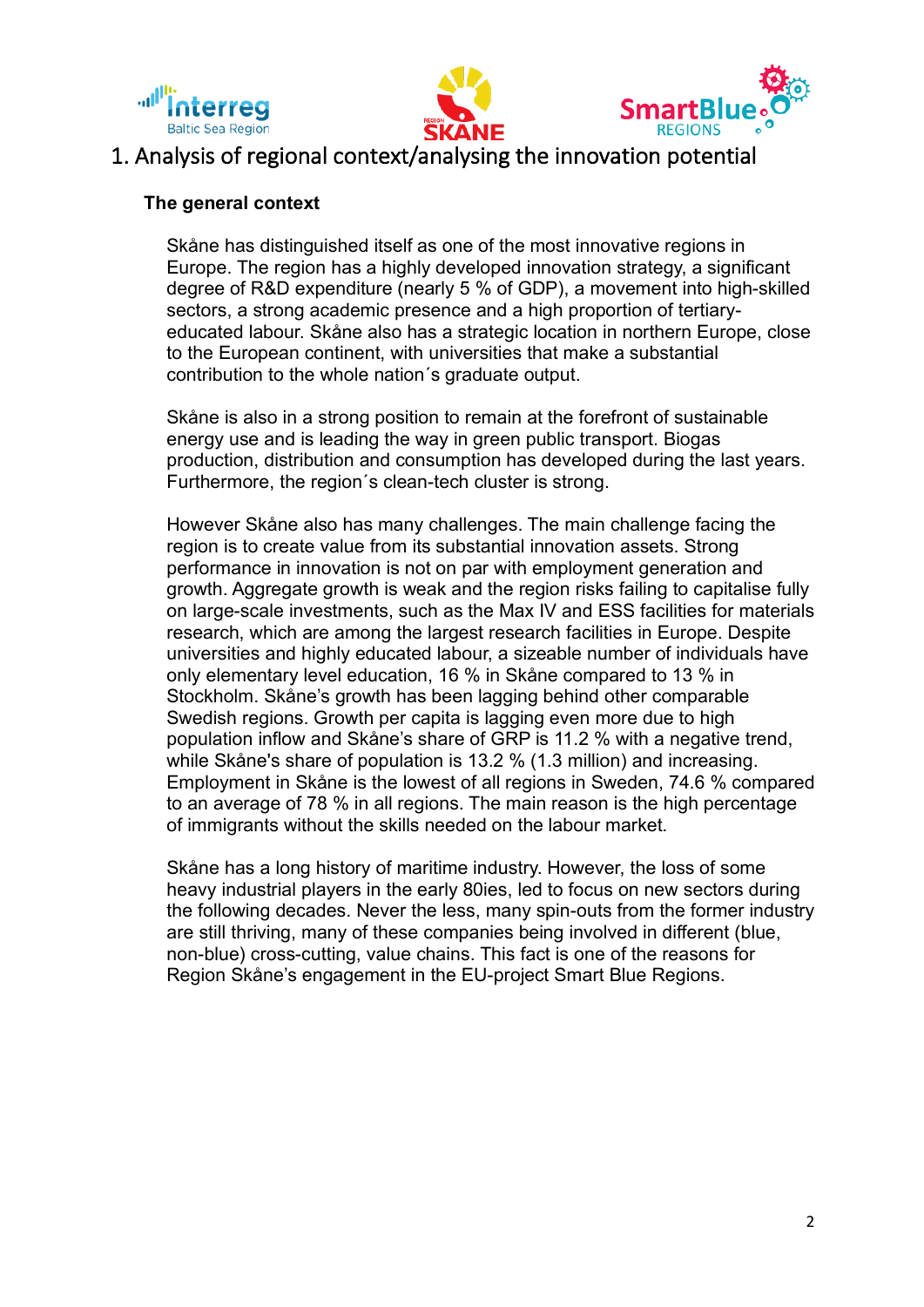# 1. Analysis of regional context/analysing the innovation potential

### The general context

Skåne has distinguished itself as one of the most innovative regions in Europe. The region has a highly developed innovation strategy, a significant degree of R&D expenditure (nearly 5 % of GDP), a movement into high-skilled sectors, a strong academic presence and a high proportion of tertiary-educated labour. Skåne also has a strategic location in northern Europe, close to the European continent, with universities that make a substantial contribution to the whole nation´s graduate output.

Skåne is also in a strong position to remain at the forefront of sustainable energy use and is leading the way in green public transport. Biogas production, distribution and consumption has developed during the last years. Furthermore, the region´s clean-tech cluster is strong.

However Skåne also has many challenges. The main challenge facing the region is to create value from its substantial innovation assets. Strong performance in innovation is not on par with employment generation and growth. Aggregate growth is weak and the region risks failing to capitalise fully on large-scale investments, such as the Max IV and ESS facilities for materials research, which are among the largest research facilities in Europe. Despite universities and highly educated labour, a sizeable number of individuals have only elementary level education, 16 % in Skåne compared to 13 % in Stockholm. Skåne's growth has been lagging behind other comparable Swedish regions. Growth per capita is lagging even more due to high population inflow and Skåne's share of GRP is 11.2 % with a negative trend, while Skåne's share of population is 13.2 % (1.3 million) and increasing. Employment in Skåne is the lowest of all regions in Sweden, 74.6 % compared to an average of 78 % in all regions. The main reason is the high percentage of immigrants without the skills needed on the labour market.

Skåne has a long history of maritime industry. However, the loss of some heavy industrial players in the early 80ies, led to focus on new sectors during the following decades. Never the less, many spin-outs from the former industry are still thriving, many of these companies being involved in different (blue, non-blue) cross-cutting, value chains. This fact is one of the reasons for Region Skåne's engagement in the EU-project Smart Blue Regions.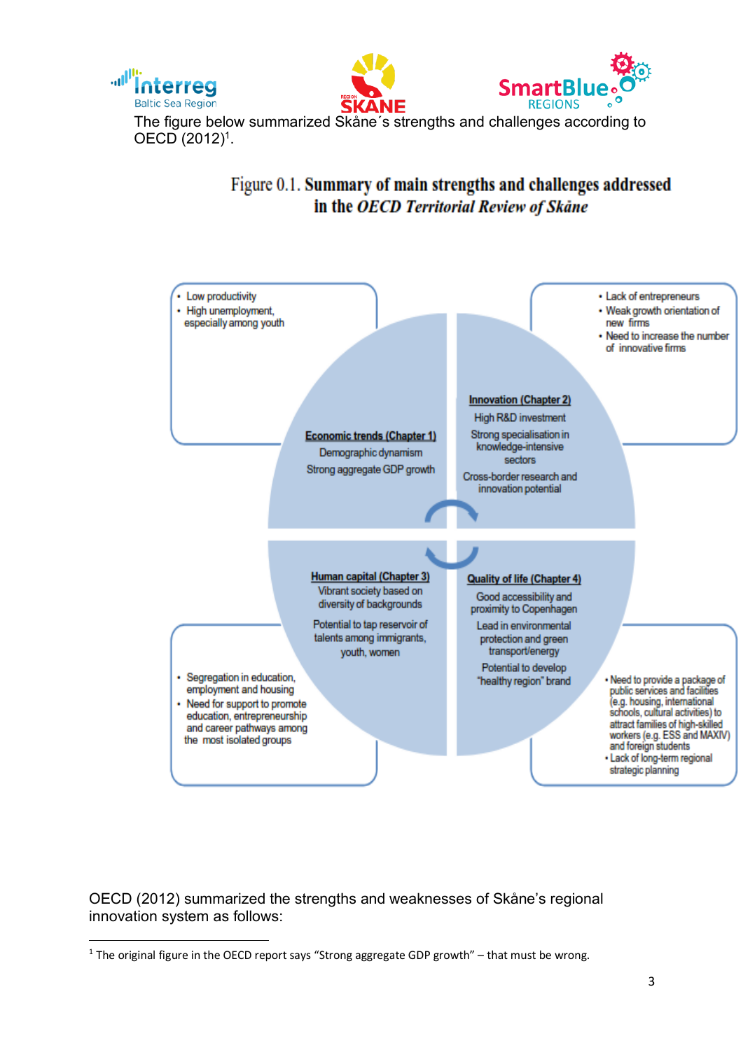The figure below summarized Skåne´s strengths and challenges according to OECD (2012)[1].

**Figure 0.1. Summary of main strengths and challenges addressed in the *OECD Territorial Review of Skåne***

- Low productivity
- High unemployment, especially among youth

**Economic trends (Chapter 1)**

Demographic dynamism

Strong aggregate GDP growth

- Lack of entrepreneurs
- Weak growth orientation of new firms
- Need to increase the number of innovative firms

**Innovation (Chapter 2)**

High R&D investment

Strong specialisation in knowledge-intensive sectors

Cross-border research and innovation potential

**Human capital (Chapter 3)**

Vibrant society based on diversity of backgrounds

Potential to tap reservoir of talents among immigrants, youth, women

- Segregation in education, employment and housing
- Need for support to promote education, entrepreneurship and career pathways among the most isolated groups

**Quality of life (Chapter 4)**

Good accessibility and proximity to Copenhagen

Lead in environmental protection and green transport/energy

Potential to develop "healthy region" brand

- Need to provide a package of public services and facilities (e.g. housing, international schools, cultural activities) to attract families of high-skilled workers (e.g. ESS and MAXIV) and foreign students
- Lack of long-term regional strategic planning

OECD (2012) summarized the strengths and weaknesses of Skåne's regional innovation system as follows:

[1] The original figure in the OECD report says "Strong aggregate GDP growth" – that must be wrong.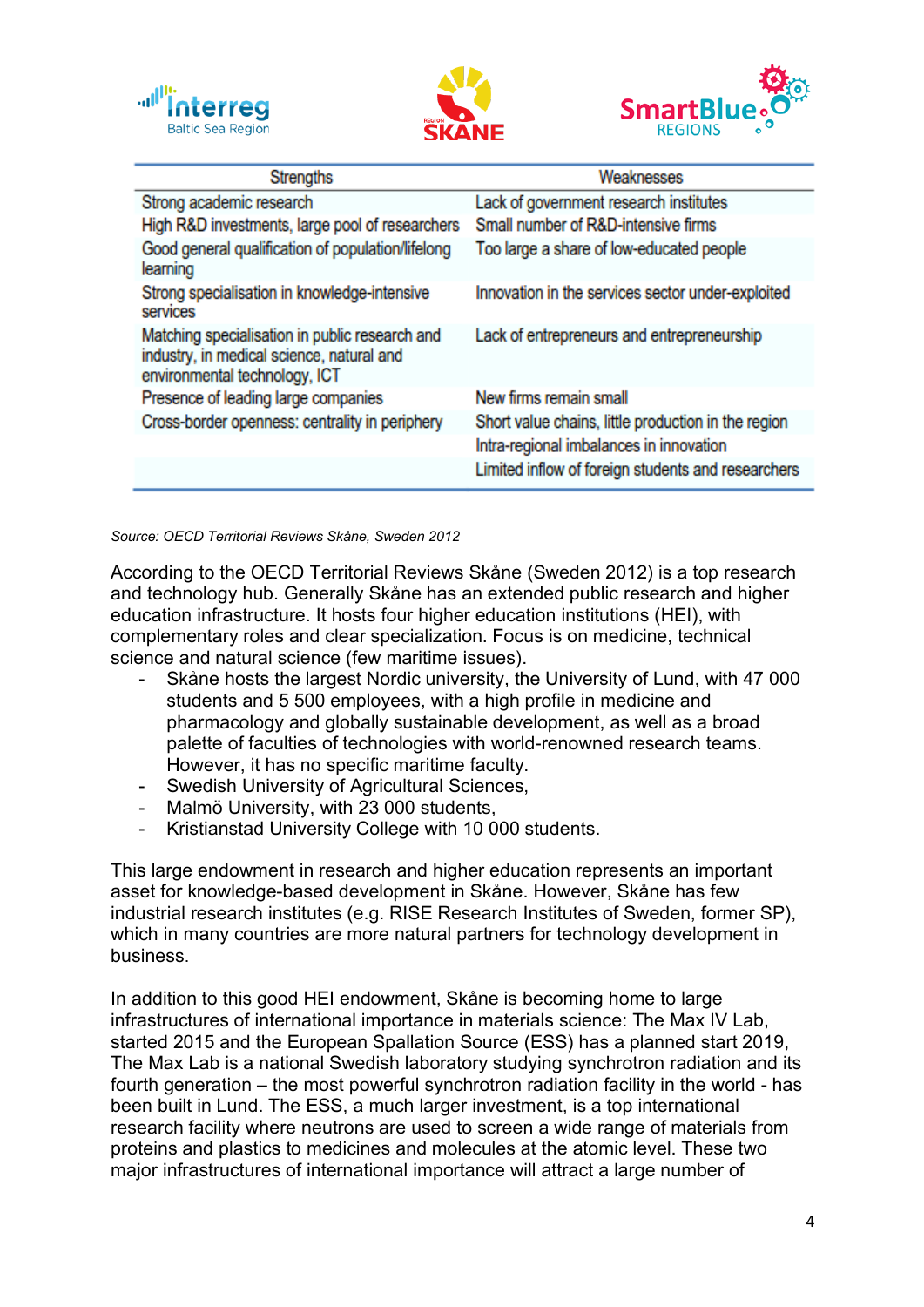| Strengths | Weaknesses |
|---|---|
| Strong academic research | Lack of government research institutes |
| High R&D investments, large pool of researchers | Small number of R&D-intensive firms |
| Good general qualification of population/lifelong learning | Too large a share of low-educated people |
| Strong specialisation in knowledge-intensive services | Innovation in the services sector under-exploited |
| Matching specialisation in public research and industry, in medical science, natural and environmental technology, ICT | Lack of entrepreneurs and entrepreneurship |
| Presence of leading large companies | New firms remain small |
| Cross-border openness: centrality in periphery | Short value chains, little production in the region |
| | Intra-regional imbalances in innovation |
| | Limited inflow of foreign students and researchers |

*Source: OECD Territorial Reviews Skåne, Sweden 2012*

According to the OECD Territorial Reviews Skåne (Sweden 2012) is a top research and technology hub. Generally Skåne has an extended public research and higher education infrastructure. It hosts four higher education institutions (HEI), with complementary roles and clear specialization. Focus is on medicine, technical science and natural science (few maritime issues).

- Skåne hosts the largest Nordic university, the University of Lund, with 47 000 students and 5 500 employees, with a high profile in medicine and pharmacology and globally sustainable development, as well as a broad palette of faculties of technologies with world-renowned research teams. However, it has no specific maritime faculty.
- Swedish University of Agricultural Sciences,
- Malmö University, with 23 000 students,
- Kristianstad University College with 10 000 students.

This large endowment in research and higher education represents an important asset for knowledge-based development in Skåne. However, Skåne has few industrial research institutes (e.g. RISE Research Institutes of Sweden, former SP), which in many countries are more natural partners for technology development in business.

In addition to this good HEI endowment, Skåne is becoming home to large infrastructures of international importance in materials science: The Max IV Lab, started 2015 and the European Spallation Source (ESS) has a planned start 2019, The Max Lab is a national Swedish laboratory studying synchrotron radiation and its fourth generation – the most powerful synchrotron radiation facility in the world - has been built in Lund. The ESS, a much larger investment, is a top international research facility where neutrons are used to screen a wide range of materials from proteins and plastics to medicines and molecules at the atomic level. These two major infrastructures of international importance will attract a large number of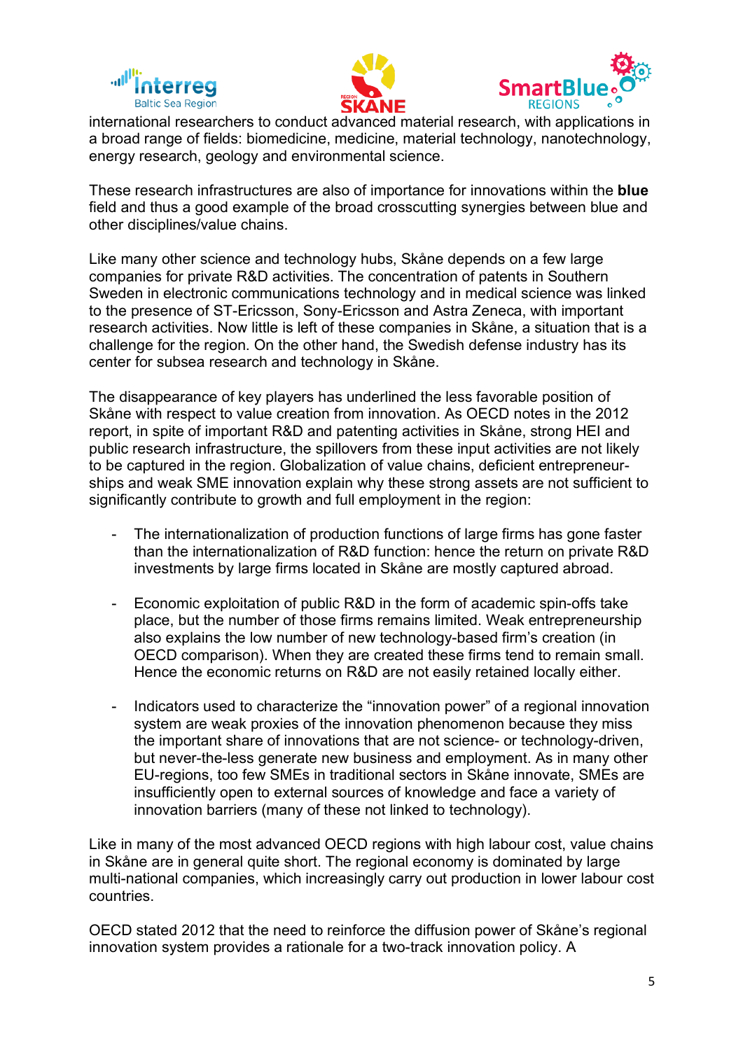international researchers to conduct advanced material research, with applications in a broad range of fields: biomedicine, medicine, material technology, nanotechnology, energy research, geology and environmental science.

These research infrastructures are also of importance for innovations within the **blue** field and thus a good example of the broad crosscutting synergies between blue and other disciplines/value chains.

Like many other science and technology hubs, Skåne depends on a few large companies for private R&D activities. The concentration of patents in Southern Sweden in electronic communications technology and in medical science was linked to the presence of ST-Ericsson, Sony-Ericsson and Astra Zeneca, with important research activities. Now little is left of these companies in Skåne, a situation that is a challenge for the region. On the other hand, the Swedish defense industry has its center for subsea research and technology in Skåne.

The disappearance of key players has underlined the less favorable position of Skåne with respect to value creation from innovation. As OECD notes in the 2012 report, in spite of important R&D and patenting activities in Skåne, strong HEI and public research infrastructure, the spillovers from these input activities are not likely to be captured in the region. Globalization of value chains, deficient entrepreneur-ships and weak SME innovation explain why these strong assets are not sufficient to significantly contribute to growth and full employment in the region:

- The internationalization of production functions of large firms has gone faster than the internationalization of R&D function: hence the return on private R&D investments by large firms located in Skåne are mostly captured abroad.

- Economic exploitation of public R&D in the form of academic spin-offs take place, but the number of those firms remains limited. Weak entrepreneurship also explains the low number of new technology-based firm's creation (in OECD comparison). When they are created these firms tend to remain small. Hence the economic returns on R&D are not easily retained locally either.

- Indicators used to characterize the "innovation power" of a regional innovation system are weak proxies of the innovation phenomenon because they miss the important share of innovations that are not science- or technology-driven, but never-the-less generate new business and employment. As in many other EU-regions, too few SMEs in traditional sectors in Skåne innovate, SMEs are insufficiently open to external sources of knowledge and face a variety of innovation barriers (many of these not linked to technology).

Like in many of the most advanced OECD regions with high labour cost, value chains in Skåne are in general quite short. The regional economy is dominated by large multi-national companies, which increasingly carry out production in lower labour cost countries.

OECD stated 2012 that the need to reinforce the diffusion power of Skåne's regional innovation system provides a rationale for a two-track innovation policy. A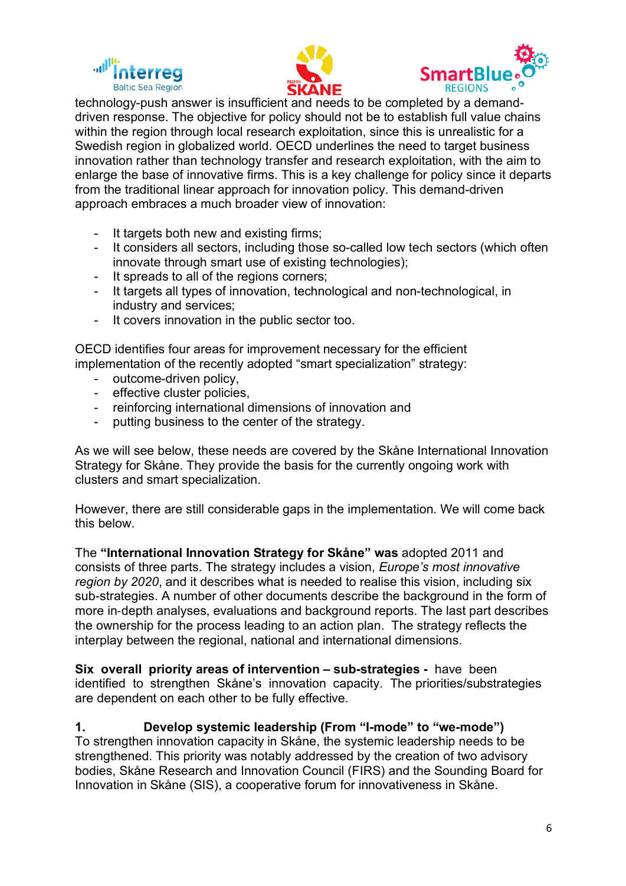technology-push answer is insufficient and needs to be completed by a demand-driven response. The objective for policy should not be to establish full value chains within the region through local research exploitation, since this is unrealistic for a Swedish region in globalized world. OECD underlines the need to target business innovation rather than technology transfer and research exploitation, with the aim to enlarge the base of innovative firms. This is a key challenge for policy since it departs from the traditional linear approach for innovation policy. This demand-driven approach embraces a much broader view of innovation:

- It targets both new and existing firms;
- It considers all sectors, including those so-called low tech sectors (which often innovate through smart use of existing technologies);
- It spreads to all of the regions corners;
- It targets all types of innovation, technological and non-technological, in industry and services;
- It covers innovation in the public sector too.

OECD identifies four areas for improvement necessary for the efficient implementation of the recently adopted "smart specialization" strategy:

- outcome-driven policy,
- effective cluster policies,
- reinforcing international dimensions of innovation and
- putting business to the center of the strategy.

As we will see below, these needs are covered by the Skåne International Innovation Strategy for Skåne. They provide the basis for the currently ongoing work with clusters and smart specialization.

However, there are still considerable gaps in the implementation. We will come back this below.

The **"International Innovation Strategy for Skåne" was** adopted 2011 and consists of three parts. The strategy includes a vision, *Europe's most innovative region by 2020*, and it describes what is needed to realise this vision, including six sub-strategies. A number of other documents describe the background in the form of more in-depth analyses, evaluations and background reports. The last part describes the ownership for the process leading to an action plan. The strategy reflects the interplay between the regional, national and international dimensions.

**Six overall priority areas of intervention – sub-strategies -** have been identified to strengthen Skåne's innovation capacity. The priorities/substrategies are dependent on each other to be fully effective.

**1. Develop systemic leadership (From "I-mode" to "we-mode")**

To strengthen innovation capacity in Skåne, the systemic leadership needs to be strengthened. This priority was notably addressed by the creation of two advisory bodies, Skåne Research and Innovation Council (FIRS) and the Sounding Board for Innovation in Skåne (SIS), a cooperative forum for innovativeness in Skåne.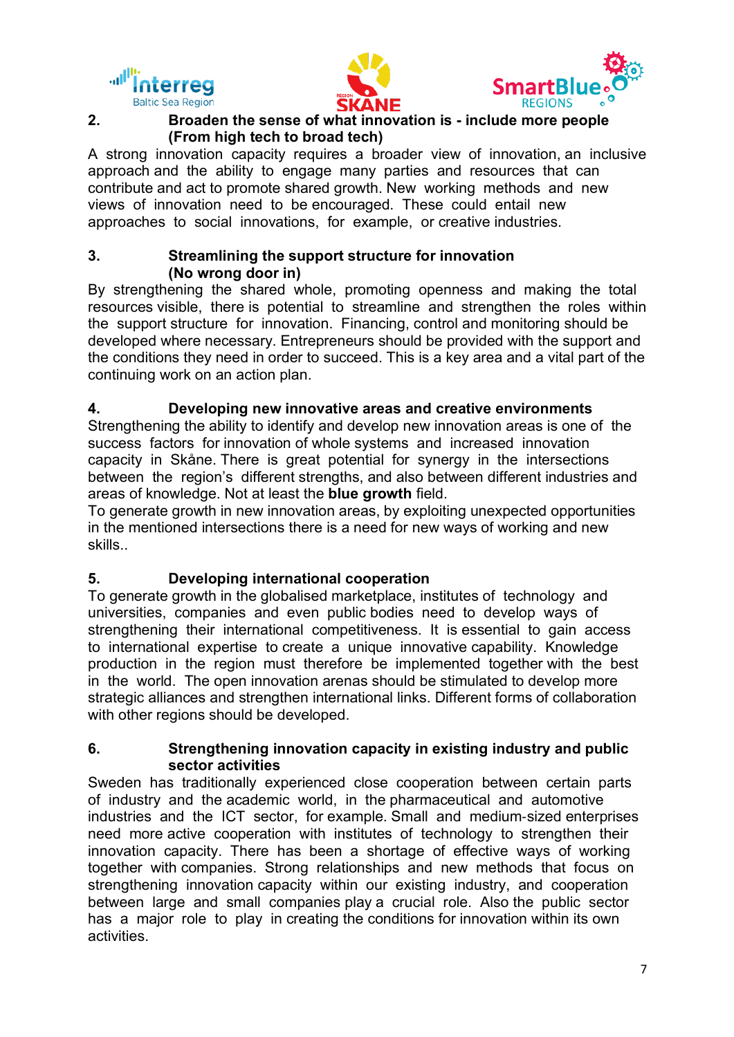## 2. Broaden the sense of what innovation is - include more people (From high tech to broad tech)

A strong innovation capacity requires a broader view of innovation, an inclusive approach and the ability to engage many parties and resources that can contribute and act to promote shared growth. New working methods and new views of innovation need to be encouraged. These could entail new approaches to social innovations, for example, or creative industries.

## 3. Streamlining the support structure for innovation (No wrong door in)

By strengthening the shared whole, promoting openness and making the total resources visible, there is potential to streamline and strengthen the roles within the support structure for innovation. Financing, control and monitoring should be developed where necessary. Entrepreneurs should be provided with the support and the conditions they need in order to succeed. This is a key area and a vital part of the continuing work on an action plan.

## 4. Developing new innovative areas and creative environments

Strengthening the ability to identify and develop new innovation areas is one of the success factors for innovation of whole systems and increased innovation capacity in Skåne. There is great potential for synergy in the intersections between the region's different strengths, and also between different industries and areas of knowledge. Not at least the **blue growth** field.

To generate growth in new innovation areas, by exploiting unexpected opportunities in the mentioned intersections there is a need for new ways of working and new skills..

## 5. Developing international cooperation

To generate growth in the globalised marketplace, institutes of technology and universities, companies and even public bodies need to develop ways of strengthening their international competitiveness. It is essential to gain access to international expertise to create a unique innovative capability. Knowledge production in the region must therefore be implemented together with the best in the world. The open innovation arenas should be stimulated to develop more strategic alliances and strengthen international links. Different forms of collaboration with other regions should be developed.

## 6. Strengthening innovation capacity in existing industry and public sector activities

Sweden has traditionally experienced close cooperation between certain parts of industry and the academic world, in the pharmaceutical and automotive industries and the ICT sector, for example. Small and medium-sized enterprises need more active cooperation with institutes of technology to strengthen their innovation capacity. There has been a shortage of effective ways of working together with companies. Strong relationships and new methods that focus on strengthening innovation capacity within our existing industry, and cooperation between large and small companies play a crucial role. Also the public sector has a major role to play in creating the conditions for innovation within its own activities.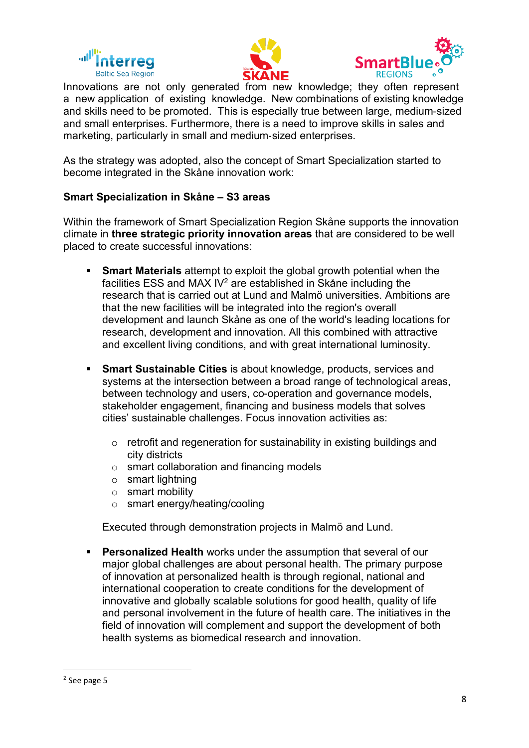Innovations are not only generated from new knowledge; they often represent a new application of existing knowledge. New combinations of existing knowledge and skills need to be promoted. This is especially true between large, medium-sized and small enterprises. Furthermore, there is a need to improve skills in sales and marketing, particularly in small and medium-sized enterprises.

As the strategy was adopted, also the concept of Smart Specialization started to become integrated in the Skåne innovation work:

**Smart Specialization in Skåne – S3 areas**

Within the framework of Smart Specialization Region Skåne supports the innovation climate in **three strategic priority innovation areas** that are considered to be well placed to create successful innovations:

- **Smart Materials** attempt to exploit the global growth potential when the facilities ESS and MAX IV[2] are established in Skåne including the research that is carried out at Lund and Malmö universities. Ambitions are that the new facilities will be integrated into the region's overall development and launch Skåne as one of the world's leading locations for research, development and innovation. All this combined with attractive and excellent living conditions, and with great international luminosity.

- **Smart Sustainable Cities** is about knowledge, products, services and systems at the intersection between a broad range of technological areas, between technology and users, co-operation and governance models, stakeholder engagement, financing and business models that solves cities' sustainable challenges. Focus innovation activities as:

    - retrofit and regeneration for sustainability in existing buildings and city districts
    - smart collaboration and financing models
    - smart lightning
    - smart mobility
    - smart energy/heating/cooling

  Executed through demonstration projects in Malmö and Lund.

- **Personalized Health** works under the assumption that several of our major global challenges are about personal health. The primary purpose of innovation at personalized health is through regional, national and international cooperation to create conditions for the development of innovative and globally scalable solutions for good health, quality of life and personal involvement in the future of health care. The initiatives in the field of innovation will complement and support the development of both health systems as biomedical research and innovation.

---

[2] See page 5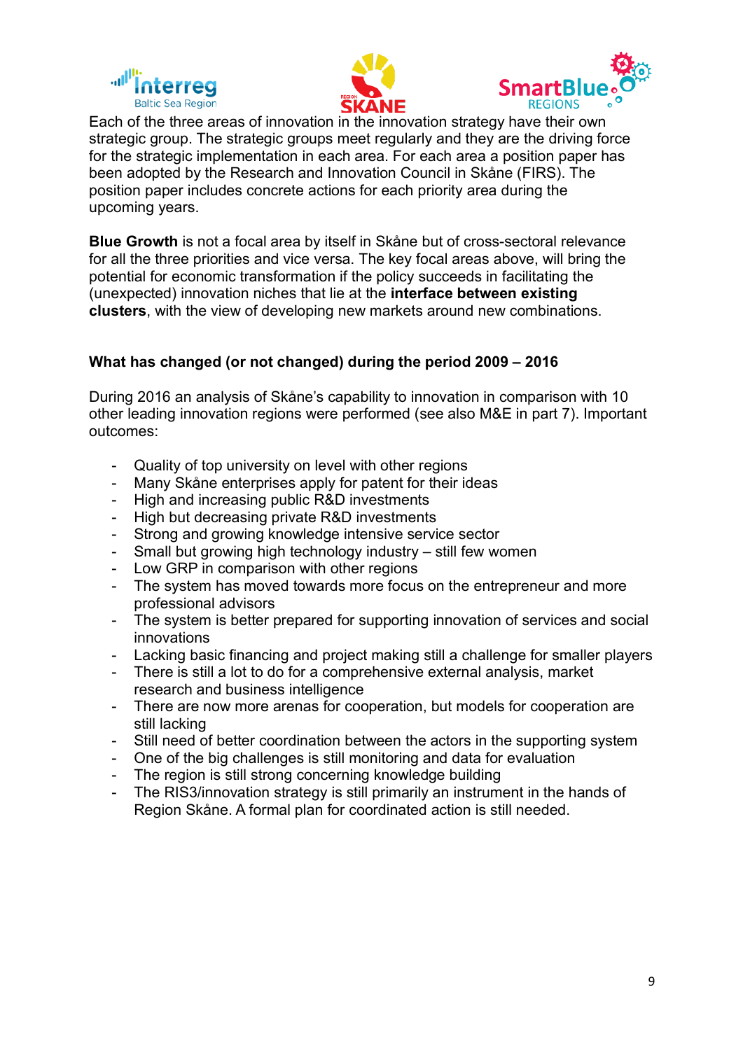Each of the three areas of innovation in the innovation strategy have their own strategic group. The strategic groups meet regularly and they are the driving force for the strategic implementation in each area. For each area a position paper has been adopted by the Research and Innovation Council in Skåne (FIRS). The position paper includes concrete actions for each priority area during the upcoming years.

**Blue Growth** is not a focal area by itself in Skåne but of cross-sectoral relevance for all the three priorities and vice versa. The key focal areas above, will bring the potential for economic transformation if the policy succeeds in facilitating the (unexpected) innovation niches that lie at the **interface between existing clusters**, with the view of developing new markets around new combinations.

**What has changed (or not changed) during the period 2009 – 2016**

During 2016 an analysis of Skåne's capability to innovation in comparison with 10 other leading innovation regions were performed (see also M&E in part 7). Important outcomes:

- Quality of top university on level with other regions
- Many Skåne enterprises apply for patent for their ideas
- High and increasing public R&D investments
- High but decreasing private R&D investments
- Strong and growing knowledge intensive service sector
- Small but growing high technology industry – still few women
- Low GRP in comparison with other regions
- The system has moved towards more focus on the entrepreneur and more professional advisors
- The system is better prepared for supporting innovation of services and social innovations
- Lacking basic financing and project making still a challenge for smaller players
- There is still a lot to do for a comprehensive external analysis, market research and business intelligence
- There are now more arenas for cooperation, but models for cooperation are still lacking
- Still need of better coordination between the actors in the supporting system
- One of the big challenges is still monitoring and data for evaluation
- The region is still strong concerning knowledge building
- The RIS3/innovation strategy is still primarily an instrument in the hands of Region Skåne. A formal plan for coordinated action is still needed.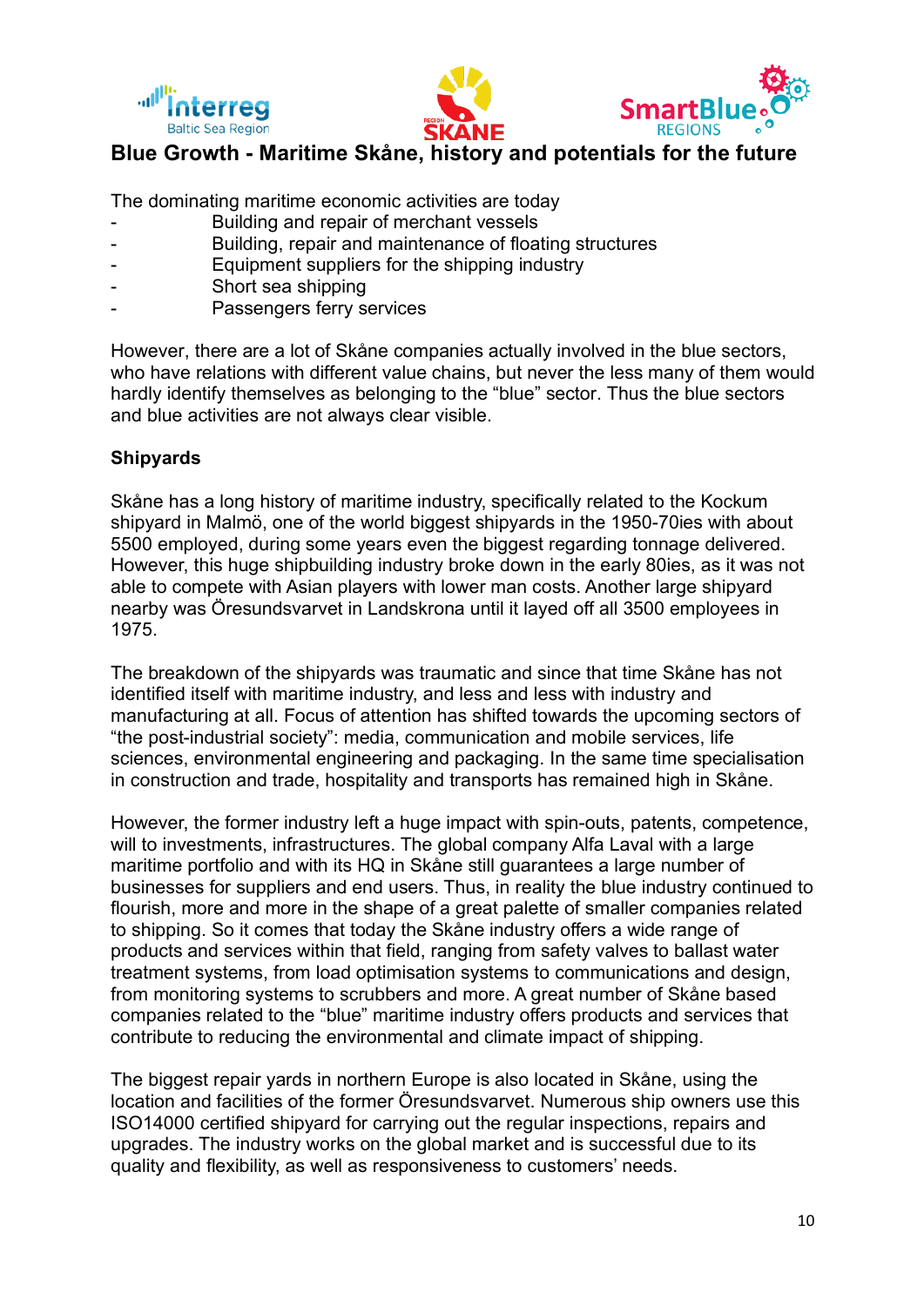## Blue Growth - Maritime Skåne, history and potentials for the future

The dominating maritime economic activities are today

- Building and repair of merchant vessels
- Building, repair and maintenance of floating structures
- Equipment suppliers for the shipping industry
- Short sea shipping
- Passengers ferry services

However, there are a lot of Skåne companies actually involved in the blue sectors, who have relations with different value chains, but never the less many of them would hardly identify themselves as belonging to the "blue" sector. Thus the blue sectors and blue activities are not always clear visible.

**Shipyards**

Skåne has a long history of maritime industry, specifically related to the Kockum shipyard in Malmö, one of the world biggest shipyards in the 1950-70ies with about 5500 employed, during some years even the biggest regarding tonnage delivered. However, this huge shipbuilding industry broke down in the early 80ies, as it was not able to compete with Asian players with lower man costs. Another large shipyard nearby was Öresundsvarvet in Landskrona until it layed off all 3500 employees in 1975.

The breakdown of the shipyards was traumatic and since that time Skåne has not identified itself with maritime industry, and less and less with industry and manufacturing at all. Focus of attention has shifted towards the upcoming sectors of "the post-industrial society": media, communication and mobile services, life sciences, environmental engineering and packaging. In the same time specialisation in construction and trade, hospitality and transports has remained high in Skåne.

However, the former industry left a huge impact with spin-outs, patents, competence, will to investments, infrastructures. The global company Alfa Laval with a large maritime portfolio and with its HQ in Skåne still guarantees a large number of businesses for suppliers and end users. Thus, in reality the blue industry continued to flourish, more and more in the shape of a great palette of smaller companies related to shipping. So it comes that today the Skåne industry offers a wide range of products and services within that field, ranging from safety valves to ballast water treatment systems, from load optimisation systems to communications and design, from monitoring systems to scrubbers and more. A great number of Skåne based companies related to the "blue" maritime industry offers products and services that contribute to reducing the environmental and climate impact of shipping.

The biggest repair yards in northern Europe is also located in Skåne, using the location and facilities of the former Öresundsvarvet. Numerous ship owners use this ISO14000 certified shipyard for carrying out the regular inspections, repairs and upgrades. The industry works on the global market and is successful due to its quality and flexibility, as well as responsiveness to customers' needs.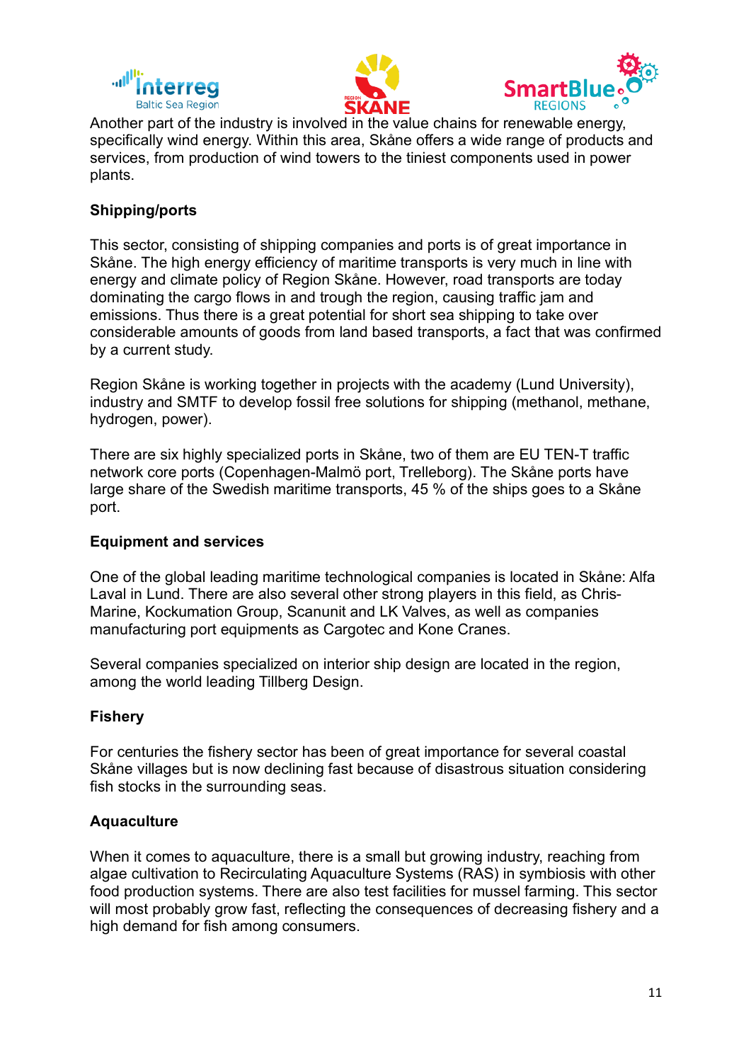Another part of the industry is involved in the value chains for renewable energy, specifically wind energy. Within this area, Skåne offers a wide range of products and services, from production of wind towers to the tiniest components used in power plants.

**Shipping/ports**

This sector, consisting of shipping companies and ports is of great importance in Skåne. The high energy efficiency of maritime transports is very much in line with energy and climate policy of Region Skåne. However, road transports are today dominating the cargo flows in and trough the region, causing traffic jam and emissions. Thus there is a great potential for short sea shipping to take over considerable amounts of goods from land based transports, a fact that was confirmed by a current study.

Region Skåne is working together in projects with the academy (Lund University), industry and SMTF to develop fossil free solutions for shipping (methanol, methane, hydrogen, power).

There are six highly specialized ports in Skåne, two of them are EU TEN-T traffic network core ports (Copenhagen-Malmö port, Trelleborg). The Skåne ports have large share of the Swedish maritime transports, 45 % of the ships goes to a Skåne port.

**Equipment and services**

One of the global leading maritime technological companies is located in Skåne: Alfa Laval in Lund. There are also several other strong players in this field, as Chris-Marine, Kockumation Group, Scanunit and LK Valves, as well as companies manufacturing port equipments as Cargotec and Kone Cranes.

Several companies specialized on interior ship design are located in the region, among the world leading Tillberg Design.

**Fishery**

For centuries the fishery sector has been of great importance for several coastal Skåne villages but is now declining fast because of disastrous situation considering fish stocks in the surrounding seas.

**Aquaculture**

When it comes to aquaculture, there is a small but growing industry, reaching from algae cultivation to Recirculating Aquaculture Systems (RAS) in symbiosis with other food production systems. There are also test facilities for mussel farming. This sector will most probably grow fast, reflecting the consequences of decreasing fishery and a high demand for fish among consumers.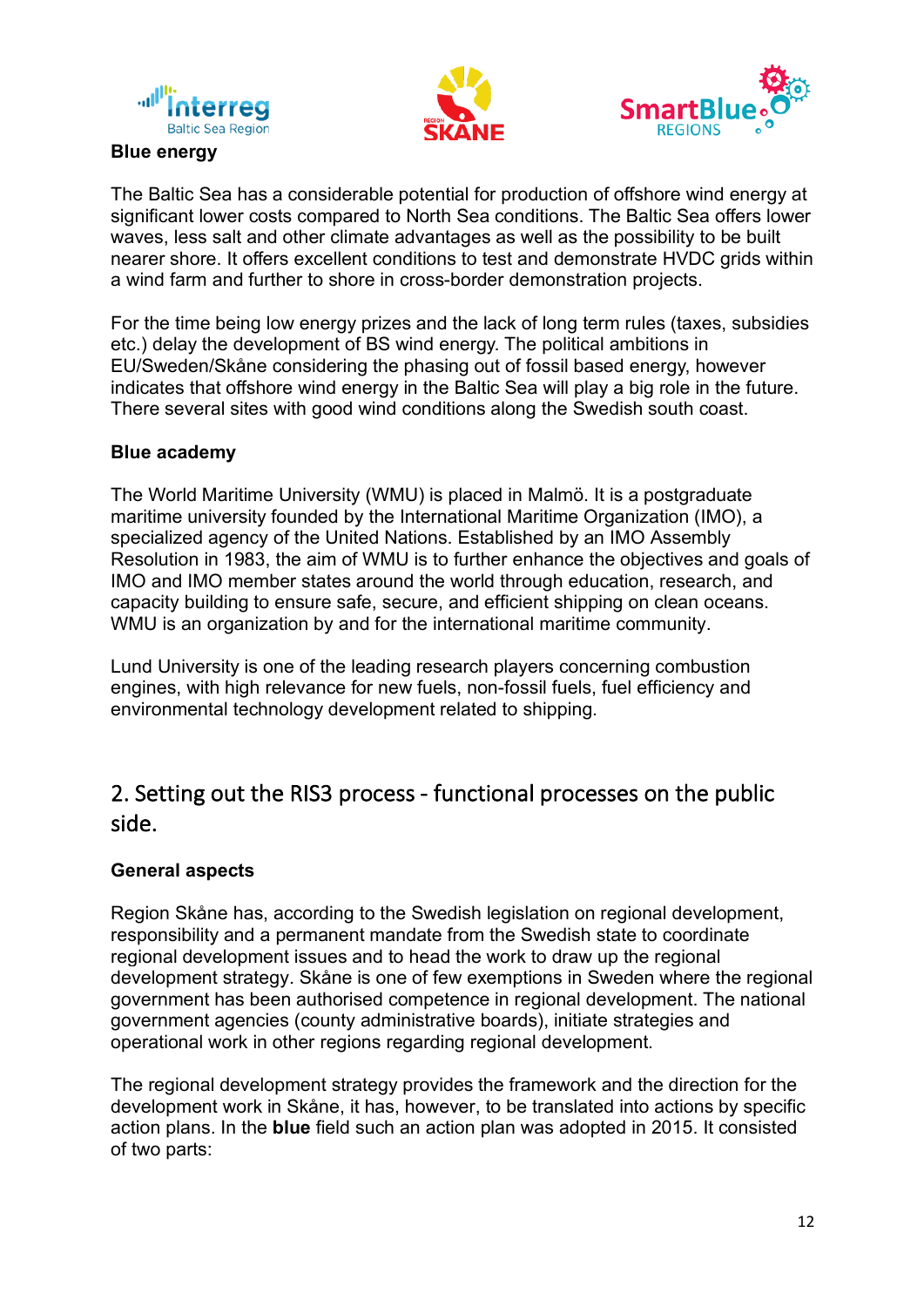**Blue energy**

The Baltic Sea has a considerable potential for production of offshore wind energy at significant lower costs compared to North Sea conditions. The Baltic Sea offers lower waves, less salt and other climate advantages as well as the possibility to be built nearer shore. It offers excellent conditions to test and demonstrate HVDC grids within a wind farm and further to shore in cross-border demonstration projects.

For the time being low energy prizes and the lack of long term rules (taxes, subsidies etc.) delay the development of BS wind energy. The political ambitions in EU/Sweden/Skåne considering the phasing out of fossil based energy, however indicates that offshore wind energy in the Baltic Sea will play a big role in the future. There several sites with good wind conditions along the Swedish south coast.

**Blue academy**

The World Maritime University (WMU) is placed in Malmö. It is a postgraduate maritime university founded by the International Maritime Organization (IMO), a specialized agency of the United Nations. Established by an IMO Assembly Resolution in 1983, the aim of WMU is to further enhance the objectives and goals of IMO and IMO member states around the world through education, research, and capacity building to ensure safe, secure, and efficient shipping on clean oceans. WMU is an organization by and for the international maritime community.

Lund University is one of the leading research players concerning combustion engines, with high relevance for new fuels, non-fossil fuels, fuel efficiency and environmental technology development related to shipping.

## 2. Setting out the RIS3 process - functional processes on the public side.

**General aspects**

Region Skåne has, according to the Swedish legislation on regional development, responsibility and a permanent mandate from the Swedish state to coordinate regional development issues and to head the work to draw up the regional development strategy. Skåne is one of few exemptions in Sweden where the regional government has been authorised competence in regional development. The national government agencies (county administrative boards), initiate strategies and operational work in other regions regarding regional development.

The regional development strategy provides the framework and the direction for the development work in Skåne, it has, however, to be translated into actions by specific action plans. In the **blue** field such an action plan was adopted in 2015. It consisted of two parts: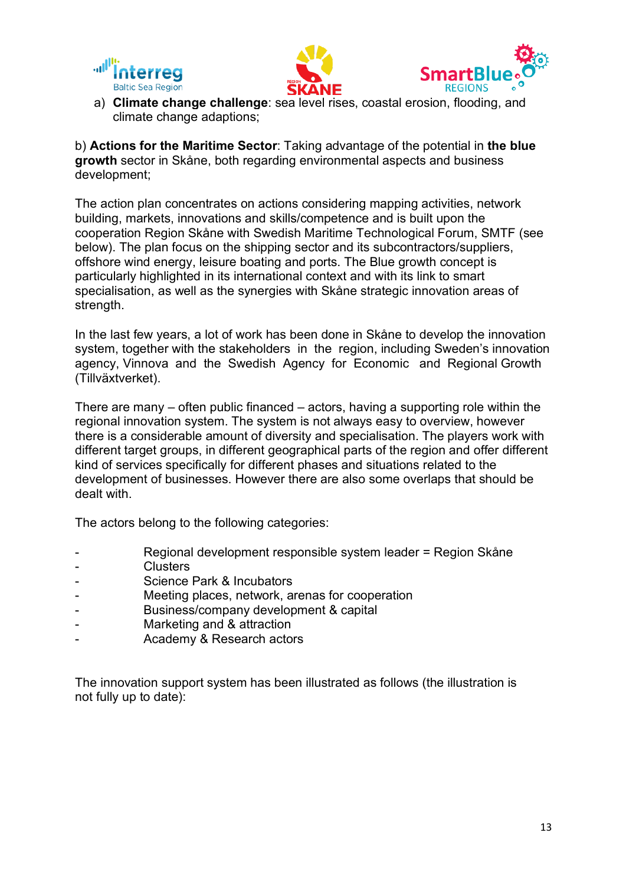a) **Climate change challenge**: sea level rises, coastal erosion, flooding, and climate change adaptions;

b) **Actions for the Maritime Sector**: Taking advantage of the potential in **the blue growth** sector in Skåne, both regarding environmental aspects and business development;

The action plan concentrates on actions considering mapping activities, network building, markets, innovations and skills/competence and is built upon the cooperation Region Skåne with Swedish Maritime Technological Forum, SMTF (see below). The plan focus on the shipping sector and its subcontractors/suppliers, offshore wind energy, leisure boating and ports. The Blue growth concept is particularly highlighted in its international context and with its link to smart specialisation, as well as the synergies with Skåne strategic innovation areas of strength.

In the last few years, a lot of work has been done in Skåne to develop the innovation system, together with the stakeholders in the region, including Sweden's innovation agency, Vinnova and the Swedish Agency for Economic and Regional Growth (Tillväxtverket).

There are many – often public financed – actors, having a supporting role within the regional innovation system. The system is not always easy to overview, however there is a considerable amount of diversity and specialisation. The players work with different target groups, in different geographical parts of the region and offer different kind of services specifically for different phases and situations related to the development of businesses. However there are also some overlaps that should be dealt with.

The actors belong to the following categories:

- Regional development responsible system leader = Region Skåne
- Clusters
- Science Park & Incubators
- Meeting places, network, arenas for cooperation
- Business/company development & capital
- Marketing and & attraction
- Academy & Research actors

The innovation support system has been illustrated as follows (the illustration is not fully up to date):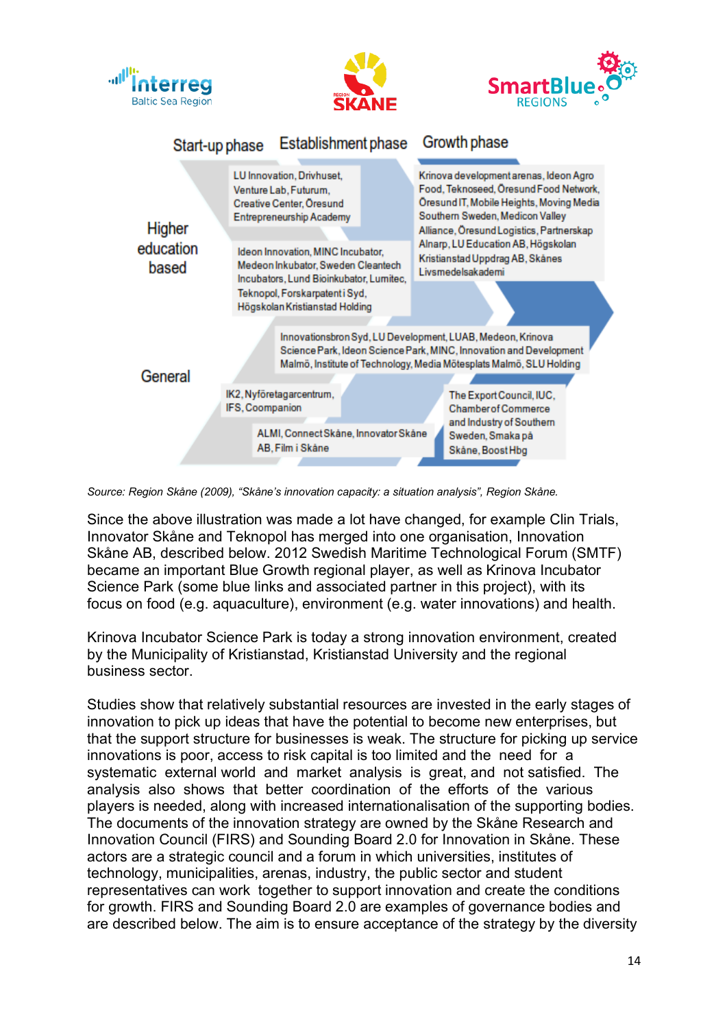Start-up phase | Establishment phase | Growth phase

**Higher education based**

LU Innovation, Drivhuset, Venture Lab, Futurum, Creative Center, Öresund Entrepreneurship Academy

Ideon Innovation, MINC Incubator, Medeon Inkubator, Sweden Cleantech Incubators, Lund Bioinkubator, Lumitec, Teknopol, Forskarpatent i Syd, Högskolan Kristianstad Holding

Krinova development arenas, Ideon Agro Food, Teknoseed, Öresund Food Network, Öresund IT, Mobile Heights, Moving Media Southern Sweden, Medicon Valley Alliance, Öresund Logistics, Partnerskap Alnarp, LU Education AB, Högskolan Kristianstad Uppdrag AB, Skånes Livsmedelsakademi

**General**

Innovationsbron Syd, LU Development, LUAB, Medeon, Krinova Science Park, Ideon Science Park, MINC, Innovation and Development Malmö, Institute of Technology, Media Mötesplats Malmö, SLU Holding

IK2, Nyföretagarcentrum, IFS, Coompanion

ALMI, Connect Skåne, Innovator Skåne AB, Film i Skåne

The Export Council, IUC, Chamber of Commerce and Industry of Southern Sweden, Smaka på Skåne, Boost Hbg

*Source: Region Skåne (2009), "Skåne's innovation capacity: a situation analysis", Region Skåne.*

Since the above illustration was made a lot have changed, for example Clin Trials, Innovator Skåne and Teknopol has merged into one organisation, Innovation Skåne AB, described below. 2012 Swedish Maritime Technological Forum (SMTF) became an important Blue Growth regional player, as well as Krinova Incubator Science Park (some blue links and associated partner in this project), with its focus on food (e.g. aquaculture), environment (e.g. water innovations) and health.

Krinova Incubator Science Park is today a strong innovation environment, created by the Municipality of Kristianstad, Kristianstad University and the regional business sector.

Studies show that relatively substantial resources are invested in the early stages of innovation to pick up ideas that have the potential to become new enterprises, but that the support structure for businesses is weak. The structure for picking up service innovations is poor, access to risk capital is too limited and the need for a systematic external world and market analysis is great, and not satisfied. The analysis also shows that better coordination of the efforts of the various players is needed, along with increased internationalisation of the supporting bodies. The documents of the innovation strategy are owned by the Skåne Research and Innovation Council (FIRS) and Sounding Board 2.0 for Innovation in Skåne. These actors are a strategic council and a forum in which universities, institutes of technology, municipalities, arenas, industry, the public sector and student representatives can work together to support innovation and create the conditions for growth. FIRS and Sounding Board 2.0 are examples of governance bodies and are described below. The aim is to ensure acceptance of the strategy by the diversity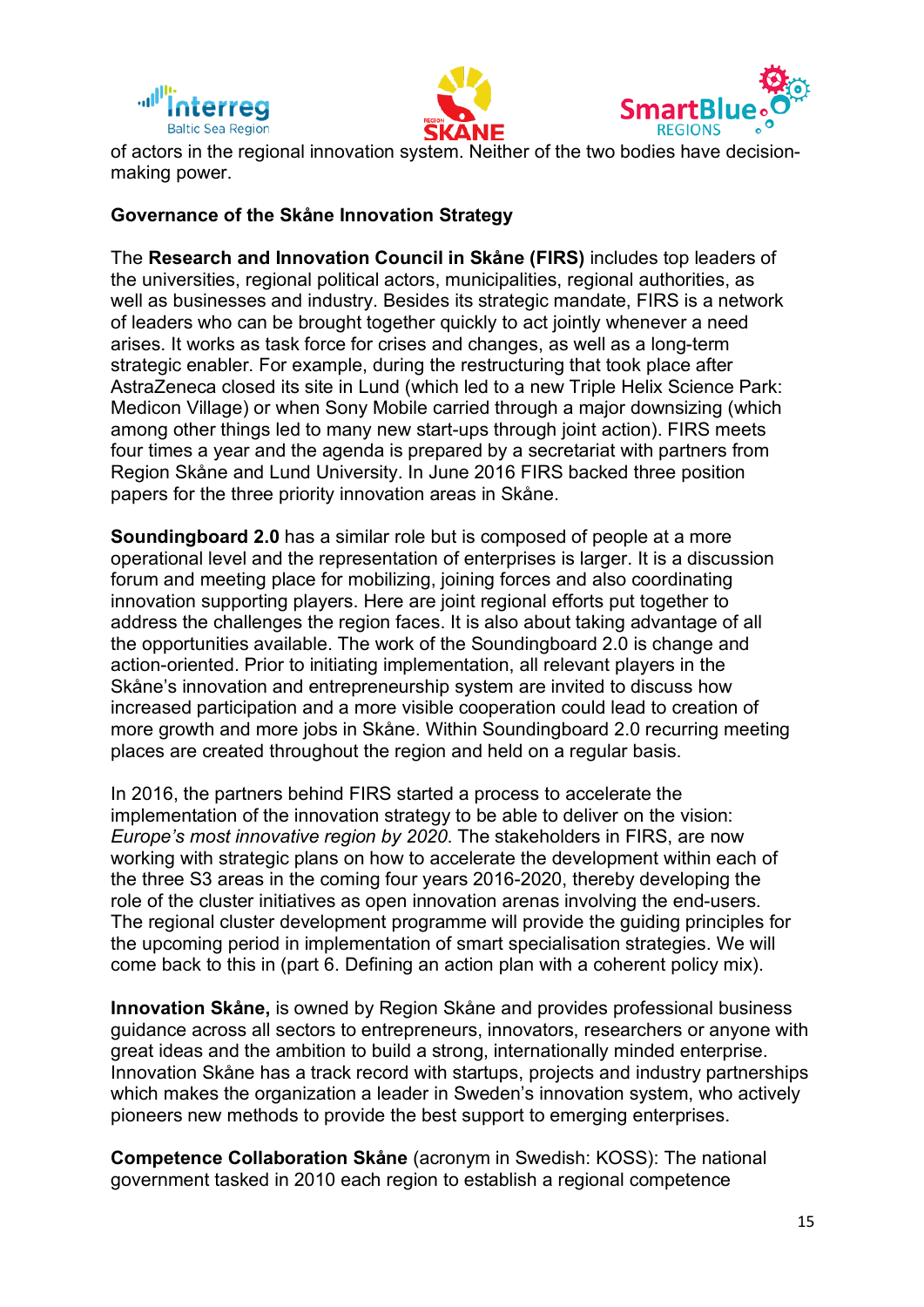of actors in the regional innovation system. Neither of the two bodies have decision-making power.

**Governance of the Skåne Innovation Strategy**

The **Research and Innovation Council in Skåne (FIRS)** includes top leaders of the universities, regional political actors, municipalities, regional authorities, as well as businesses and industry. Besides its strategic mandate, FIRS is a network of leaders who can be brought together quickly to act jointly whenever a need arises. It works as task force for crises and changes, as well as a long-term strategic enabler. For example, during the restructuring that took place after AstraZeneca closed its site in Lund (which led to a new Triple Helix Science Park: Medicon Village) or when Sony Mobile carried through a major downsizing (which among other things led to many new start-ups through joint action). FIRS meets four times a year and the agenda is prepared by a secretariat with partners from Region Skåne and Lund University. In June 2016 FIRS backed three position papers for the three priority innovation areas in Skåne.

**Soundingboard 2.0** has a similar role but is composed of people at a more operational level and the representation of enterprises is larger. It is a discussion forum and meeting place for mobilizing, joining forces and also coordinating innovation supporting players. Here are joint regional efforts put together to address the challenges the region faces. It is also about taking advantage of all the opportunities available. The work of the Soundingboard 2.0 is change and action-oriented. Prior to initiating implementation, all relevant players in the Skåne's innovation and entrepreneurship system are invited to discuss how increased participation and a more visible cooperation could lead to creation of more growth and more jobs in Skåne. Within Soundingboard 2.0 recurring meeting places are created throughout the region and held on a regular basis.

In 2016, the partners behind FIRS started a process to accelerate the implementation of the innovation strategy to be able to deliver on the vision: *Europe's most innovative region by 2020*. The stakeholders in FIRS, are now working with strategic plans on how to accelerate the development within each of the three S3 areas in the coming four years 2016-2020, thereby developing the role of the cluster initiatives as open innovation arenas involving the end-users. The regional cluster development programme will provide the guiding principles for the upcoming period in implementation of smart specialisation strategies. We will come back to this in (part 6. Defining an action plan with a coherent policy mix).

**Innovation Skåne,** is owned by Region Skåne and provides professional business guidance across all sectors to entrepreneurs, innovators, researchers or anyone with great ideas and the ambition to build a strong, internationally minded enterprise. Innovation Skåne has a track record with startups, projects and industry partnerships which makes the organization a leader in Sweden's innovation system, who actively pioneers new methods to provide the best support to emerging enterprises.

**Competence Collaboration Skåne** (acronym in Swedish: KOSS): The national government tasked in 2010 each region to establish a regional competence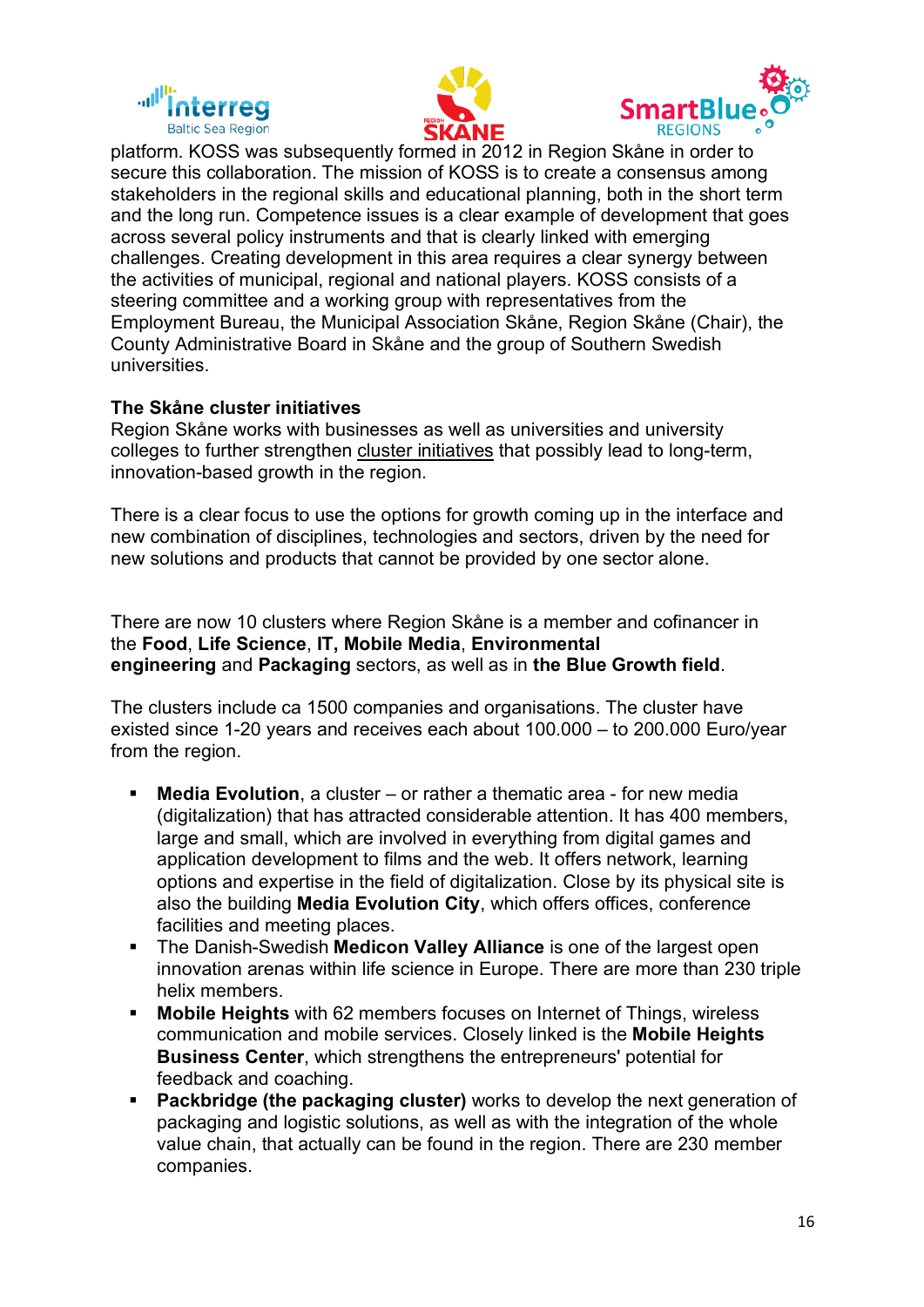platform. KOSS was subsequently formed in 2012 in Region Skåne in order to secure this collaboration. The mission of KOSS is to create a consensus among stakeholders in the regional skills and educational planning, both in the short term and the long run. Competence issues is a clear example of development that goes across several policy instruments and that is clearly linked with emerging challenges. Creating development in this area requires a clear synergy between the activities of municipal, regional and national players. KOSS consists of a steering committee and a working group with representatives from the Employment Bureau, the Municipal Association Skåne, Region Skåne (Chair), the County Administrative Board in Skåne and the group of Southern Swedish universities.

**The Skåne cluster initiatives**

Region Skåne works with businesses as well as universities and university colleges to further strengthen cluster initiatives that possibly lead to long-term, innovation-based growth in the region.

There is a clear focus to use the options for growth coming up in the interface and new combination of disciplines, technologies and sectors, driven by the need for new solutions and products that cannot be provided by one sector alone.

There are now 10 clusters where Region Skåne is a member and cofinancer in the **Food**, **Life Science**, **IT, Mobile Media**, **Environmental engineering** and **Packaging** sectors, as well as in **the Blue Growth field**.

The clusters include ca 1500 companies and organisations. The cluster have existed since 1-20 years and receives each about 100.000 – to 200.000 Euro/year from the region.

- **Media Evolution**, a cluster – or rather a thematic area - for new media (digitalization) that has attracted considerable attention. It has 400 members, large and small, which are involved in everything from digital games and application development to films and the web. It offers network, learning options and expertise in the field of digitalization. Close by its physical site is also the building **Media Evolution City**, which offers offices, conference facilities and meeting places.
- The Danish-Swedish **Medicon Valley Alliance** is one of the largest open innovation arenas within life science in Europe. There are more than 230 triple helix members.
- **Mobile Heights** with 62 members focuses on Internet of Things, wireless communication and mobile services. Closely linked is the **Mobile Heights Business Center**, which strengthens the entrepreneurs' potential for feedback and coaching.
- **Packbridge (the packaging cluster)** works to develop the next generation of packaging and logistic solutions, as well as with the integration of the whole value chain, that actually can be found in the region. There are 230 member companies.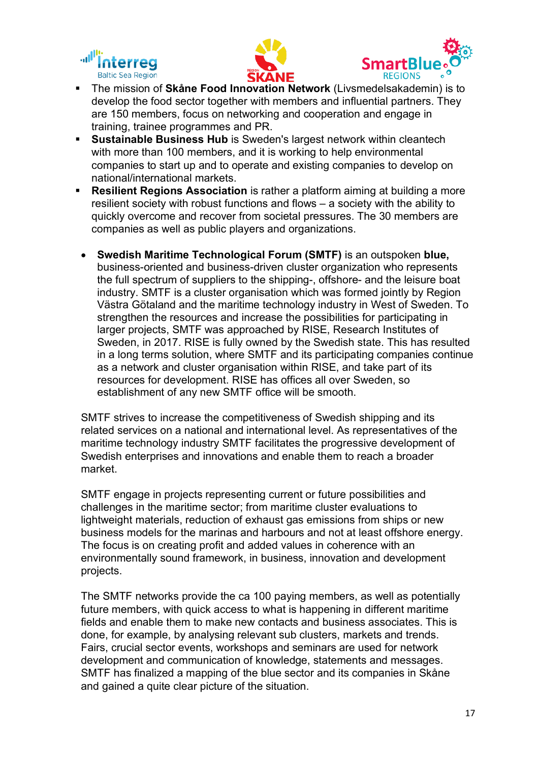- The mission of **Skåne Food Innovation Network** (Livsmedelsakademin) is to develop the food sector together with members and influential partners. They are 150 members, focus on networking and cooperation and engage in training, trainee programmes and PR.
- **Sustainable Business Hub** is Sweden's largest network within cleantech with more than 100 members, and it is working to help environmental companies to start up and to operate and existing companies to develop on national/international markets.
- **Resilient Regions Association** is rather a platform aiming at building a more resilient society with robust functions and flows – a society with the ability to quickly overcome and recover from societal pressures. The 30 members are companies as well as public players and organizations.

- **Swedish Maritime Technological Forum (SMTF)** is an outspoken **blue,** business-oriented and business-driven cluster organization who represents the full spectrum of suppliers to the shipping-, offshore- and the leisure boat industry. SMTF is a cluster organisation which was formed jointly by Region Västra Götaland and the maritime technology industry in West of Sweden. To strengthen the resources and increase the possibilities for participating in larger projects, SMTF was approached by RISE, Research Institutes of Sweden, in 2017. RISE is fully owned by the Swedish state. This has resulted in a long terms solution, where SMTF and its participating companies continue as a network and cluster organisation within RISE, and take part of its resources for development. RISE has offices all over Sweden, so establishment of any new SMTF office will be smooth.

SMTF strives to increase the competitiveness of Swedish shipping and its related services on a national and international level. As representatives of the maritime technology industry SMTF facilitates the progressive development of Swedish enterprises and innovations and enable them to reach a broader market.

SMTF engage in projects representing current or future possibilities and challenges in the maritime sector; from maritime cluster evaluations to lightweight materials, reduction of exhaust gas emissions from ships or new business models for the marinas and harbours and not at least offshore energy. The focus is on creating profit and added values in coherence with an environmentally sound framework, in business, innovation and development projects.

The SMTF networks provide the ca 100 paying members, as well as potentially future members, with quick access to what is happening in different maritime fields and enable them to make new contacts and business associates. This is done, for example, by analysing relevant sub clusters, markets and trends. Fairs, crucial sector events, workshops and seminars are used for network development and communication of knowledge, statements and messages. SMTF has finalized a mapping of the blue sector and its companies in Skåne and gained a quite clear picture of the situation.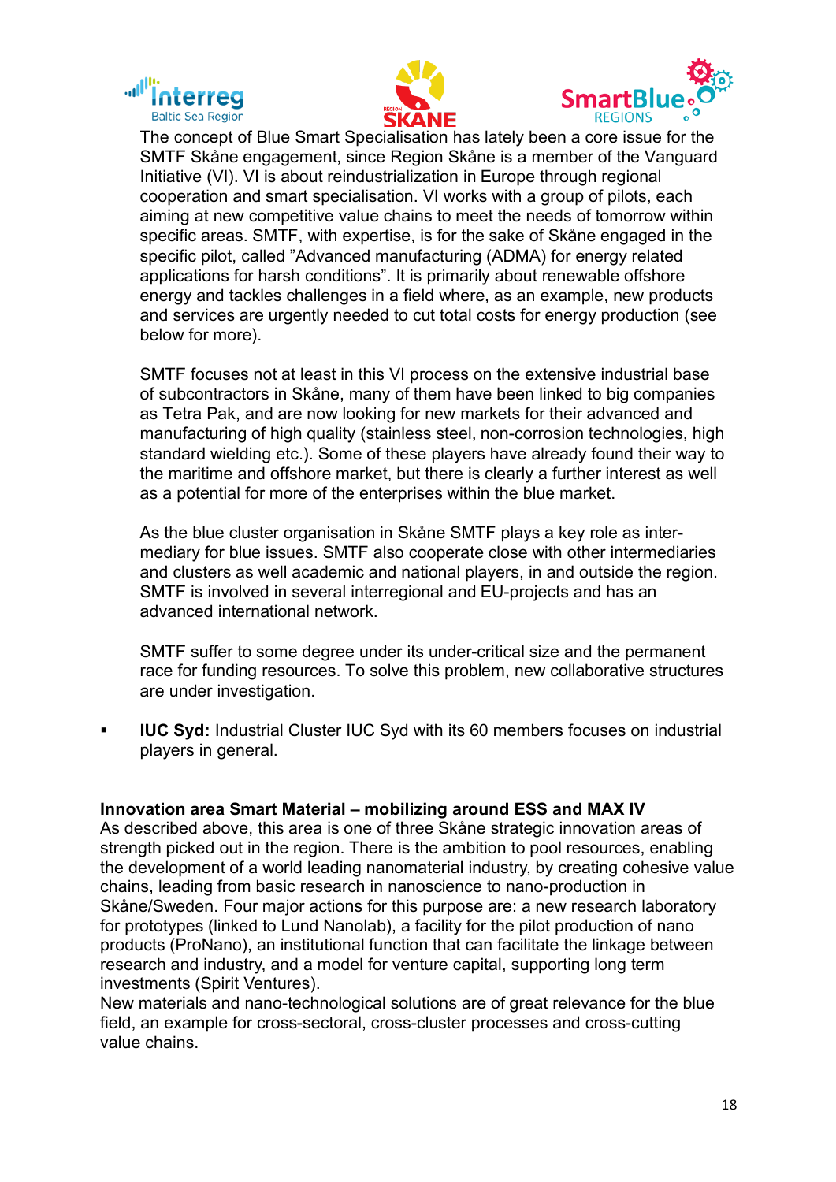The concept of Blue Smart Specialisation has lately been a core issue for the SMTF Skåne engagement, since Region Skåne is a member of the Vanguard Initiative (VI). VI is about reindustrialization in Europe through regional cooperation and smart specialisation. VI works with a group of pilots, each aiming at new competitive value chains to meet the needs of tomorrow within specific areas. SMTF, with expertise, is for the sake of Skåne engaged in the specific pilot, called ”Advanced manufacturing (ADMA) for energy related applications for harsh conditions”. It is primarily about renewable offshore energy and tackles challenges in a field where, as an example, new products and services are urgently needed to cut total costs for energy production (see below for more).

SMTF focuses not at least in this VI process on the extensive industrial base of subcontractors in Skåne, many of them have been linked to big companies as Tetra Pak, and are now looking for new markets for their advanced and manufacturing of high quality (stainless steel, non-corrosion technologies, high standard wielding etc.). Some of these players have already found their way to the maritime and offshore market, but there is clearly a further interest as well as a potential for more of the enterprises within the blue market.

As the blue cluster organisation in Skåne SMTF plays a key role as inter-mediary for blue issues. SMTF also cooperate close with other intermediaries and clusters as well academic and national players, in and outside the region. SMTF is involved in several interregional and EU-projects and has an advanced international network.

SMTF suffer to some degree under its under-critical size and the permanent race for funding resources. To solve this problem, new collaborative structures are under investigation.

- **IUC Syd:** Industrial Cluster IUC Syd with its 60 members focuses on industrial players in general.

**Innovation area Smart Material – mobilizing around ESS and MAX IV**

As described above, this area is one of three Skåne strategic innovation areas of strength picked out in the region. There is the ambition to pool resources, enabling the development of a world leading nanomaterial industry, by creating cohesive value chains, leading from basic research in nanoscience to nano-production in Skåne/Sweden. Four major actions for this purpose are: a new research laboratory for prototypes (linked to Lund Nanolab), a facility for the pilot production of nano products (ProNano), an institutional function that can facilitate the linkage between research and industry, and a model for venture capital, supporting long term investments (Spirit Ventures).

New materials and nano-technological solutions are of great relevance for the blue field, an example for cross-sectoral, cross-cluster processes and cross-cutting value chains.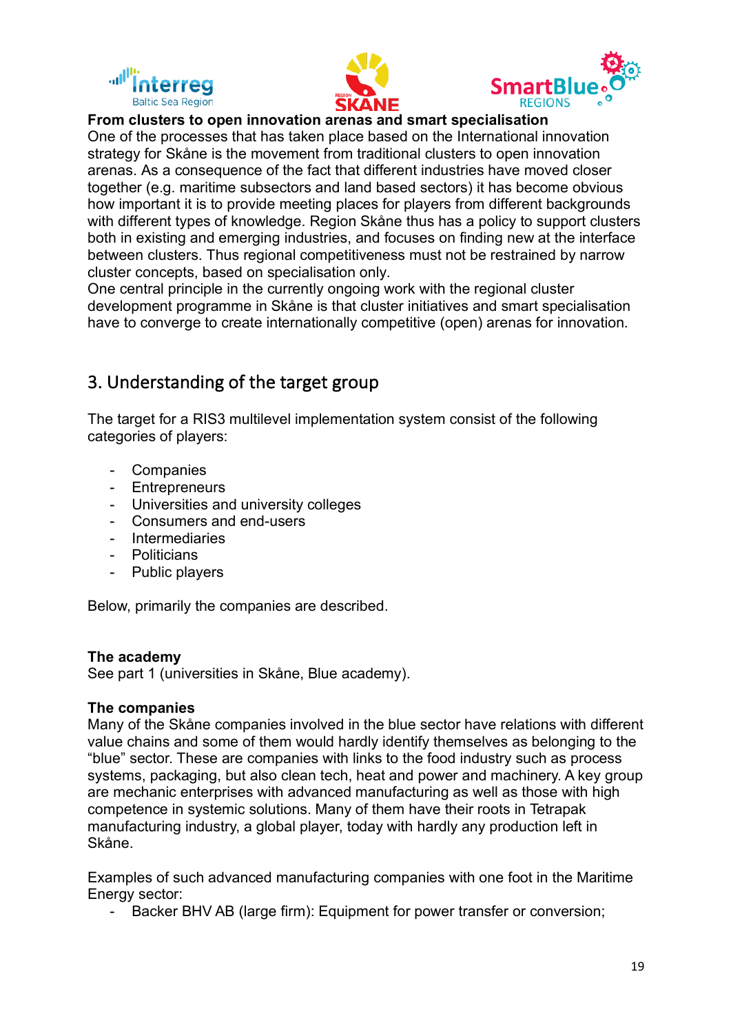**From clusters to open innovation arenas and smart specialisation**

One of the processes that has taken place based on the International innovation strategy for Skåne is the movement from traditional clusters to open innovation arenas. As a consequence of the fact that different industries have moved closer together (e.g. maritime subsectors and land based sectors) it has become obvious how important it is to provide meeting places for players from different backgrounds with different types of knowledge. Region Skåne thus has a policy to support clusters both in existing and emerging industries, and focuses on finding new at the interface between clusters. Thus regional competitiveness must not be restrained by narrow cluster concepts, based on specialisation only.

One central principle in the currently ongoing work with the regional cluster development programme in Skåne is that cluster initiatives and smart specialisation have to converge to create internationally competitive (open) arenas for innovation.

## 3. Understanding of the target group

The target for a RIS3 multilevel implementation system consist of the following categories of players:

- Companies
- Entrepreneurs
- Universities and university colleges
- Consumers and end-users
- Intermediaries
- Politicians
- Public players

Below, primarily the companies are described.

**The academy**

See part 1 (universities in Skåne, Blue academy).

**The companies**

Many of the Skåne companies involved in the blue sector have relations with different value chains and some of them would hardly identify themselves as belonging to the "blue" sector. These are companies with links to the food industry such as process systems, packaging, but also clean tech, heat and power and machinery. A key group are mechanic enterprises with advanced manufacturing as well as those with high competence in systemic solutions. Many of them have their roots in Tetrapak manufacturing industry, a global player, today with hardly any production left in Skåne.

Examples of such advanced manufacturing companies with one foot in the Maritime Energy sector:

- Backer BHV AB (large firm): Equipment for power transfer or conversion;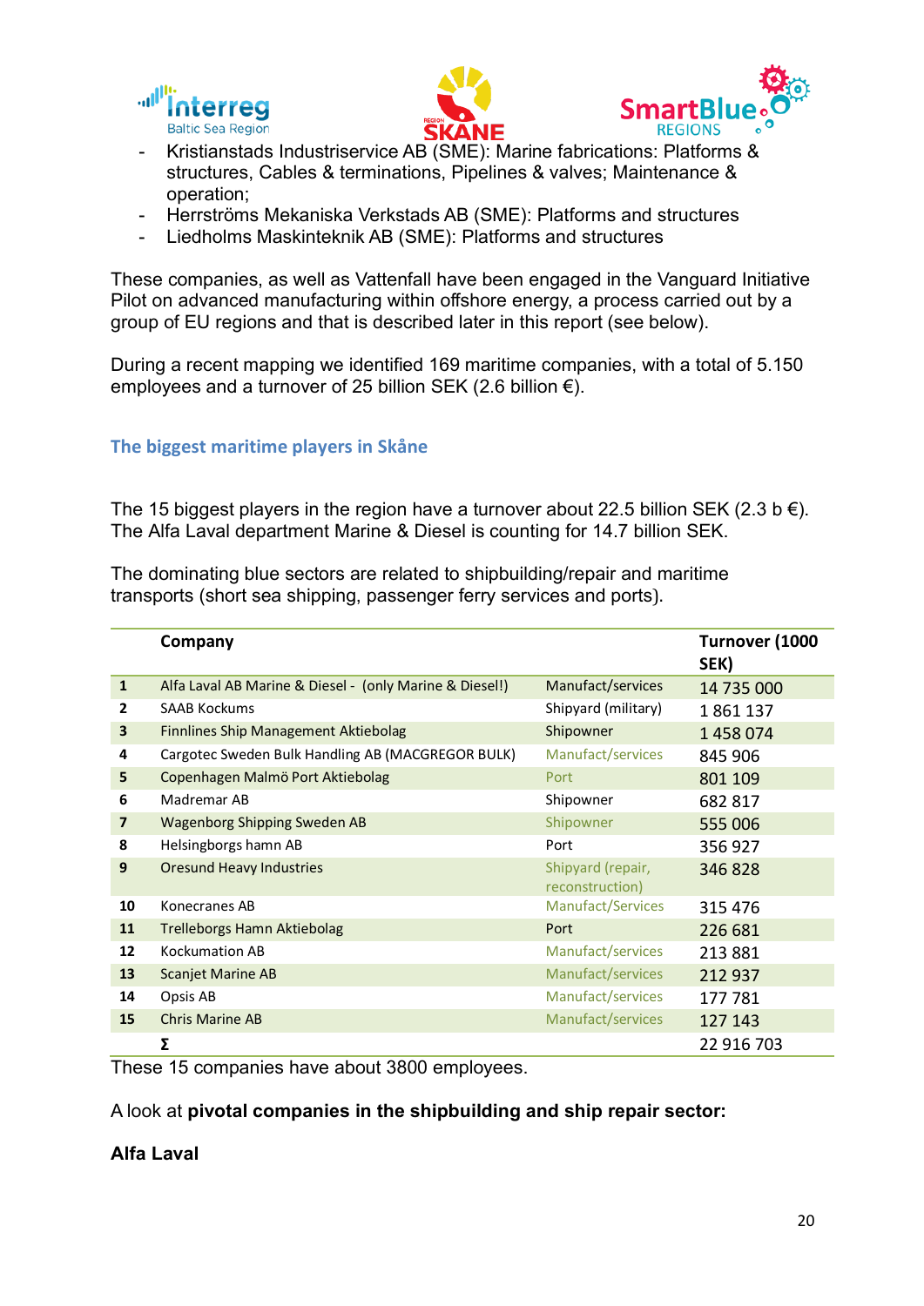- Kristianstads Industriservice AB (SME): Marine fabrications: Platforms & structures, Cables & terminations, Pipelines & valves; Maintenance & operation;
- Herrströms Mekaniska Verkstads AB (SME): Platforms and structures
- Liedholms Maskinteknik AB (SME): Platforms and structures

These companies, as well as Vattenfall have been engaged in the Vanguard Initiative Pilot on advanced manufacturing within offshore energy, a process carried out by a group of EU regions and that is described later in this report (see below).

During a recent mapping we identified 169 maritime companies, with a total of 5.150 employees and a turnover of 25 billion SEK (2.6 billion €).

### The biggest maritime players in Skåne

The 15 biggest players in the region have a turnover about 22.5 billion SEK (2.3 b €). The Alfa Laval department Marine & Diesel is counting for 14.7 billion SEK.

The dominating blue sectors are related to shipbuilding/repair and maritime transports (short sea shipping, passenger ferry services and ports).

| | Company | | Turnover (1000 SEK) |
|---|---|---|---|
| 1 | Alfa Laval AB Marine & Diesel - (only Marine & Diesel!) | Manufact/services | 14 735 000 |
| 2 | SAAB Kockums | Shipyard (military) | 1 861 137 |
| 3 | Finnlines Ship Management Aktiebolag | Shipowner | 1 458 074 |
| 4 | Cargotec Sweden Bulk Handling AB (MACGREGOR BULK) | Manufact/services | 845 906 |
| 5 | Copenhagen Malmö Port Aktiebolag | Port | 801 109 |
| 6 | Madremar AB | Shipowner | 682 817 |
| 7 | Wagenborg Shipping Sweden AB | Shipowner | 555 006 |
| 8 | Helsingborgs hamn AB | Port | 356 927 |
| 9 | Oresund Heavy Industries | Shipyard (repair, reconstruction) | 346 828 |
| 10 | Konecranes AB | Manufact/Services | 315 476 |
| 11 | Trelleborgs Hamn Aktiebolag | Port | 226 681 |
| 12 | Kockumation AB | Manufact/services | 213 881 |
| 13 | Scanjet Marine AB | Manufact/services | 212 937 |
| 14 | Opsis AB | Manufact/services | 177 781 |
| 15 | Chris Marine AB | Manufact/services | 127 143 |
| | Σ | | 22 916 703 |

These 15 companies have about 3800 employees.

A look at **pivotal companies in the shipbuilding and ship repair sector:**

**Alfa Laval**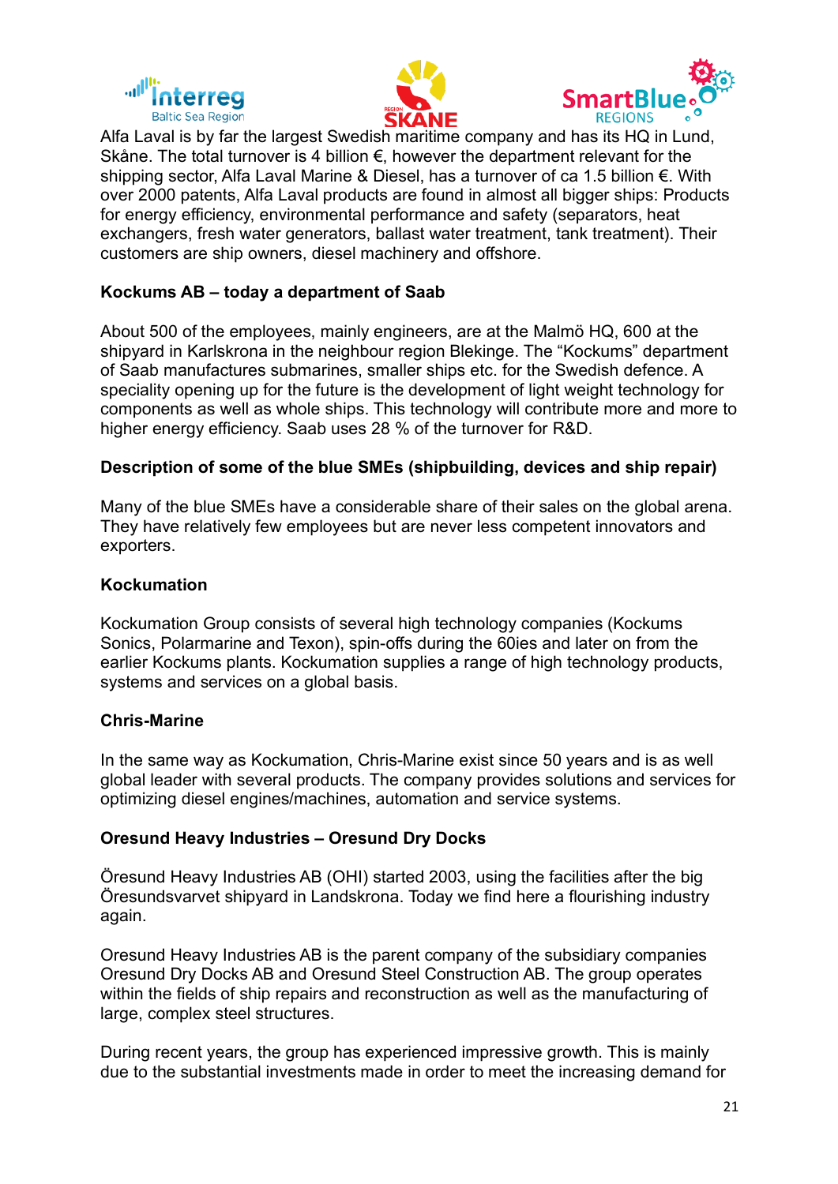Alfa Laval is by far the largest Swedish maritime company and has its HQ in Lund, Skåne. The total turnover is 4 billion €, however the department relevant for the shipping sector, Alfa Laval Marine & Diesel, has a turnover of ca 1.5 billion €. With over 2000 patents, Alfa Laval products are found in almost all bigger ships: Products for energy efficiency, environmental performance and safety (separators, heat exchangers, fresh water generators, ballast water treatment, tank treatment). Their customers are ship owners, diesel machinery and offshore.

**Kockums AB – today a department of Saab**

About 500 of the employees, mainly engineers, are at the Malmö HQ, 600 at the shipyard in Karlskrona in the neighbour region Blekinge. The "Kockums" department of Saab manufactures submarines, smaller ships etc. for the Swedish defence. A speciality opening up for the future is the development of light weight technology for components as well as whole ships. This technology will contribute more and more to higher energy efficiency. Saab uses 28 % of the turnover for R&D.

**Description of some of the blue SMEs (shipbuilding, devices and ship repair)**

Many of the blue SMEs have a considerable share of their sales on the global arena. They have relatively few employees but are never less competent innovators and exporters.

**Kockumation**

Kockumation Group consists of several high technology companies (Kockums Sonics, Polarmarine and Texon), spin-offs during the 60ies and later on from the earlier Kockums plants. Kockumation supplies a range of high technology products, systems and services on a global basis.

**Chris-Marine**

In the same way as Kockumation, Chris-Marine exist since 50 years and is as well global leader with several products. The company provides solutions and services for optimizing diesel engines/machines, automation and service systems.

**Oresund Heavy Industries – Oresund Dry Docks**

Öresund Heavy Industries AB (OHI) started 2003, using the facilities after the big Öresundsvarvet shipyard in Landskrona. Today we find here a flourishing industry again.

Oresund Heavy Industries AB is the parent company of the subsidiary companies Oresund Dry Docks AB and Oresund Steel Construction AB. The group operates within the fields of ship repairs and reconstruction as well as the manufacturing of large, complex steel structures.

During recent years, the group has experienced impressive growth. This is mainly due to the substantial investments made in order to meet the increasing demand for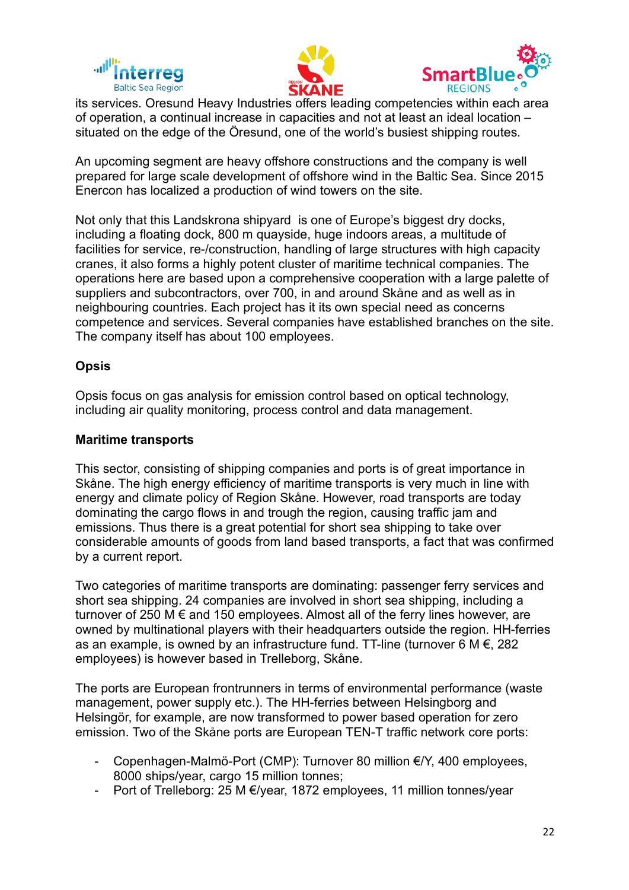its services. Oresund Heavy Industries offers leading competencies within each area of operation, a continual increase in capacities and not at least an ideal location – situated on the edge of the Öresund, one of the world's busiest shipping routes.

An upcoming segment are heavy offshore constructions and the company is well prepared for large scale development of offshore wind in the Baltic Sea. Since 2015 Enercon has localized a production of wind towers on the site.

Not only that this Landskrona shipyard is one of Europe's biggest dry docks, including a floating dock, 800 m quayside, huge indoors areas, a multitude of facilities for service, re-/construction, handling of large structures with high capacity cranes, it also forms a highly potent cluster of maritime technical companies. The operations here are based upon a comprehensive cooperation with a large palette of suppliers and subcontractors, over 700, in and around Skåne and as well as in neighbouring countries. Each project has it its own special need as concerns competence and services. Several companies have established branches on the site. The company itself has about 100 employees.

**Opsis**

Opsis focus on gas analysis for emission control based on optical technology, including air quality monitoring, process control and data management.

**Maritime transports**

This sector, consisting of shipping companies and ports is of great importance in Skåne. The high energy efficiency of maritime transports is very much in line with energy and climate policy of Region Skåne. However, road transports are today dominating the cargo flows in and trough the region, causing traffic jam and emissions. Thus there is a great potential for short sea shipping to take over considerable amounts of goods from land based transports, a fact that was confirmed by a current report.

Two categories of maritime transports are dominating: passenger ferry services and short sea shipping. 24 companies are involved in short sea shipping, including a turnover of 250 M € and 150 employees. Almost all of the ferry lines however, are owned by multinational players with their headquarters outside the region. HH-ferries as an example, is owned by an infrastructure fund. TT-line (turnover 6 M €, 282 employees) is however based in Trelleborg, Skåne.

The ports are European frontrunners in terms of environmental performance (waste management, power supply etc.). The HH-ferries between Helsingborg and Helsingör, for example, are now transformed to power based operation for zero emission. Two of the Skåne ports are European TEN-T traffic network core ports:

- Copenhagen-Malmö-Port (CMP): Turnover 80 million €/Y, 400 employees, 8000 ships/year, cargo 15 million tonnes;
- Port of Trelleborg: 25 M €/year, 1872 employees, 11 million tonnes/year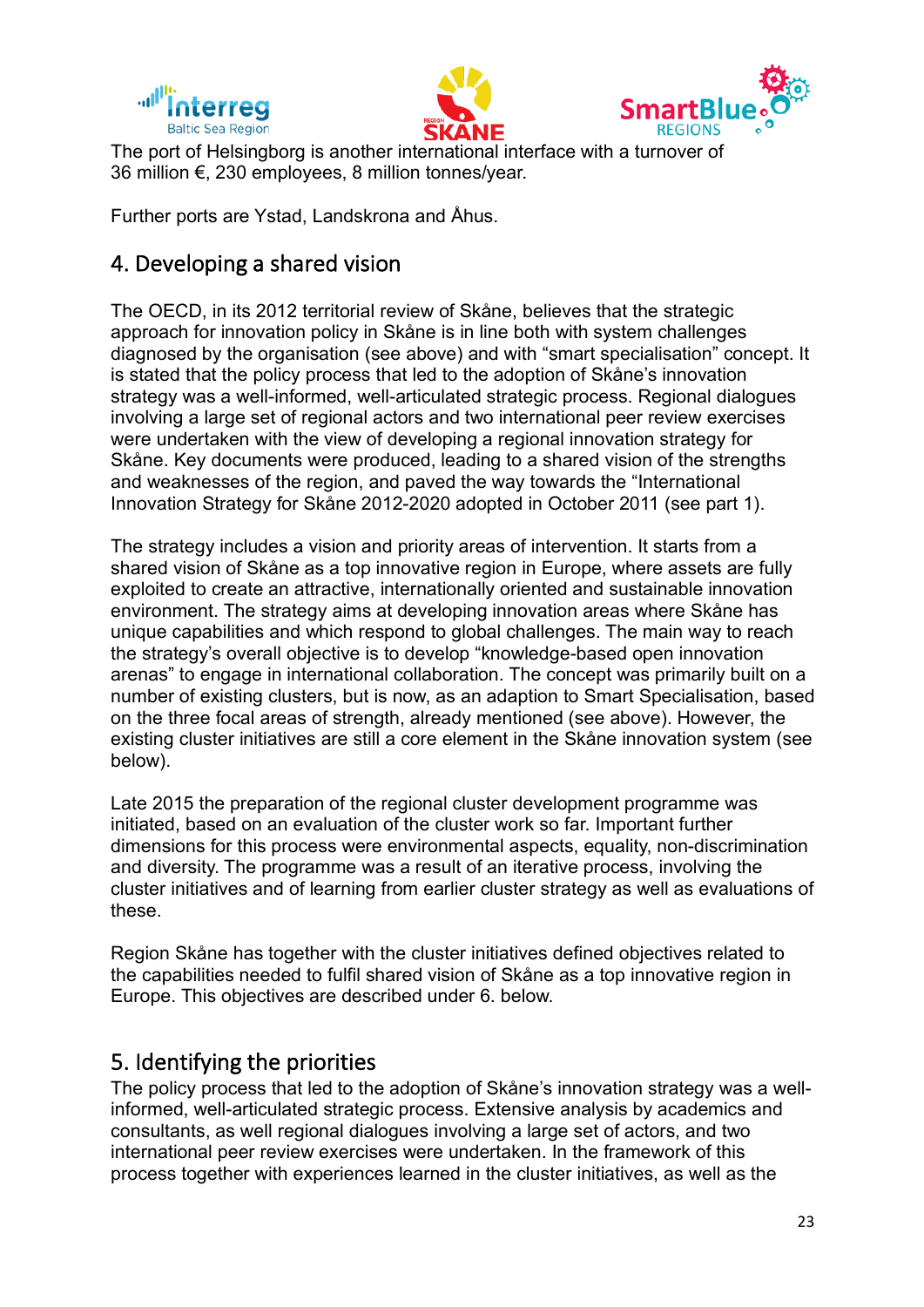The port of Helsingborg is another international interface with a turnover of 36 million €, 230 employees, 8 million tonnes/year.

Further ports are Ystad, Landskrona and Åhus.

## 4. Developing a shared vision

The OECD, in its 2012 territorial review of Skåne, believes that the strategic approach for innovation policy in Skåne is in line both with system challenges diagnosed by the organisation (see above) and with "smart specialisation" concept. It is stated that the policy process that led to the adoption of Skåne's innovation strategy was a well-informed, well-articulated strategic process. Regional dialogues involving a large set of regional actors and two international peer review exercises were undertaken with the view of developing a regional innovation strategy for Skåne. Key documents were produced, leading to a shared vision of the strengths and weaknesses of the region, and paved the way towards the "International Innovation Strategy for Skåne 2012-2020 adopted in October 2011 (see part 1).

The strategy includes a vision and priority areas of intervention. It starts from a shared vision of Skåne as a top innovative region in Europe, where assets are fully exploited to create an attractive, internationally oriented and sustainable innovation environment. The strategy aims at developing innovation areas where Skåne has unique capabilities and which respond to global challenges. The main way to reach the strategy's overall objective is to develop "knowledge-based open innovation arenas" to engage in international collaboration. The concept was primarily built on a number of existing clusters, but is now, as an adaption to Smart Specialisation, based on the three focal areas of strength, already mentioned (see above). However, the existing cluster initiatives are still a core element in the Skåne innovation system (see below).

Late 2015 the preparation of the regional cluster development programme was initiated, based on an evaluation of the cluster work so far. Important further dimensions for this process were environmental aspects, equality, non-discrimination and diversity. The programme was a result of an iterative process, involving the cluster initiatives and of learning from earlier cluster strategy as well as evaluations of these.

Region Skåne has together with the cluster initiatives defined objectives related to the capabilities needed to fulfil shared vision of Skåne as a top innovative region in Europe. This objectives are described under 6. below.

## 5. Identifying the priorities

The policy process that led to the adoption of Skåne's innovation strategy was a well-informed, well-articulated strategic process. Extensive analysis by academics and consultants, as well regional dialogues involving a large set of actors, and two international peer review exercises were undertaken. In the framework of this process together with experiences learned in the cluster initiatives, as well as the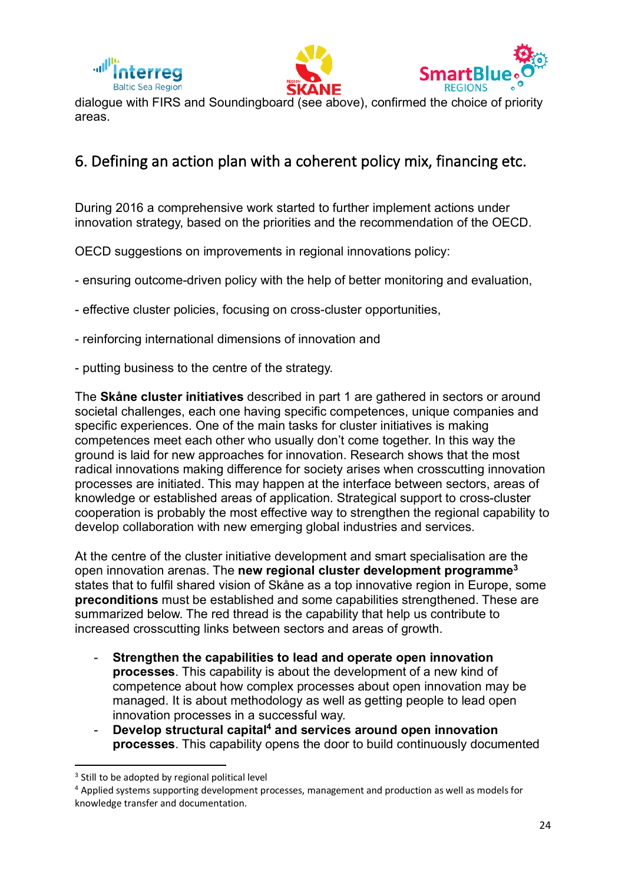dialogue with FIRS and Soundingboard (see above), confirmed the choice of priority areas.

## 6. Defining an action plan with a coherent policy mix, financing etc.

During 2016 a comprehensive work started to further implement actions under innovation strategy, based on the priorities and the recommendation of the OECD.

OECD suggestions on improvements in regional innovations policy:

- ensuring outcome-driven policy with the help of better monitoring and evaluation,

- effective cluster policies, focusing on cross-cluster opportunities,

- reinforcing international dimensions of innovation and

- putting business to the centre of the strategy.

The **Skåne cluster initiatives** described in part 1 are gathered in sectors or around societal challenges, each one having specific competences, unique companies and specific experiences. One of the main tasks for cluster initiatives is making competences meet each other who usually don't come together. In this way the ground is laid for new approaches for innovation. Research shows that the most radical innovations making difference for society arises when crosscutting innovation processes are initiated. This may happen at the interface between sectors, areas of knowledge or established areas of application. Strategical support to cross-cluster cooperation is probably the most effective way to strengthen the regional capability to develop collaboration with new emerging global industries and services.

At the centre of the cluster initiative development and smart specialisation are the open innovation arenas. The **new regional cluster development programme**[3] states that to fulfil shared vision of Skåne as a top innovative region in Europe, some **preconditions** must be established and some capabilities strengthened. These are summarized below. The red thread is the capability that help us contribute to increased crosscutting links between sectors and areas of growth.

- **Strengthen the capabilities to lead and operate open innovation processes**. This capability is about the development of a new kind of competence about how complex processes about open innovation may be managed. It is about methodology as well as getting people to lead open innovation processes in a successful way.
- **Develop structural capital**[4] **and services around open innovation processes**. This capability opens the door to build continuously documented

[3] Still to be adopted by regional political level

[4] Applied systems supporting development processes, management and production as well as models for knowledge transfer and documentation.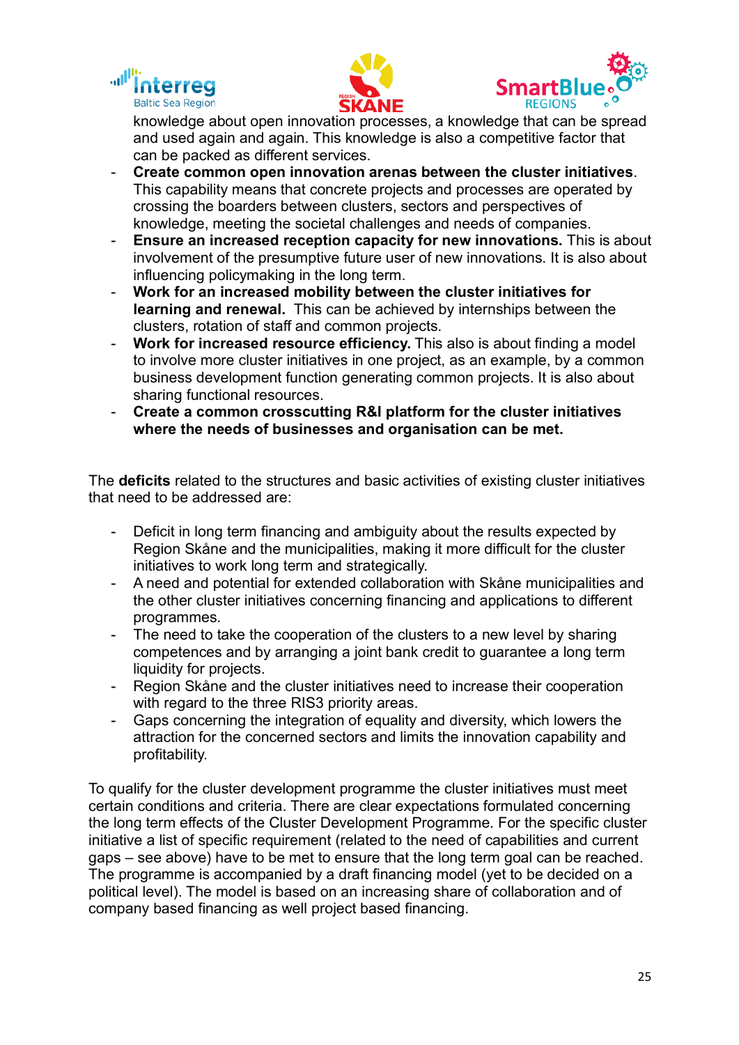knowledge about open innovation processes, a knowledge that can be spread and used again and again. This knowledge is also a competitive factor that can be packed as different services.

- **Create common open innovation arenas between the cluster initiatives**. This capability means that concrete projects and processes are operated by crossing the boarders between clusters, sectors and perspectives of knowledge, meeting the societal challenges and needs of companies.
- **Ensure an increased reception capacity for new innovations.** This is about involvement of the presumptive future user of new innovations. It is also about influencing policymaking in the long term.
- **Work for an increased mobility between the cluster initiatives for learning and renewal.** This can be achieved by internships between the clusters, rotation of staff and common projects.
- **Work for increased resource efficiency.** This also is about finding a model to involve more cluster initiatives in one project, as an example, by a common business development function generating common projects. It is also about sharing functional resources.
- **Create a common crosscutting R&I platform for the cluster initiatives where the needs of businesses and organisation can be met.**

The **deficits** related to the structures and basic activities of existing cluster initiatives that need to be addressed are:

- Deficit in long term financing and ambiguity about the results expected by Region Skåne and the municipalities, making it more difficult for the cluster initiatives to work long term and strategically.
- A need and potential for extended collaboration with Skåne municipalities and the other cluster initiatives concerning financing and applications to different programmes.
- The need to take the cooperation of the clusters to a new level by sharing competences and by arranging a joint bank credit to guarantee a long term liquidity for projects.
- Region Skåne and the cluster initiatives need to increase their cooperation with regard to the three RIS3 priority areas.
- Gaps concerning the integration of equality and diversity, which lowers the attraction for the concerned sectors and limits the innovation capability and profitability.

To qualify for the cluster development programme the cluster initiatives must meet certain conditions and criteria. There are clear expectations formulated concerning the long term effects of the Cluster Development Programme. For the specific cluster initiative a list of specific requirement (related to the need of capabilities and current gaps – see above) have to be met to ensure that the long term goal can be reached. The programme is accompanied by a draft financing model (yet to be decided on a political level). The model is based on an increasing share of collaboration and of company based financing as well project based financing.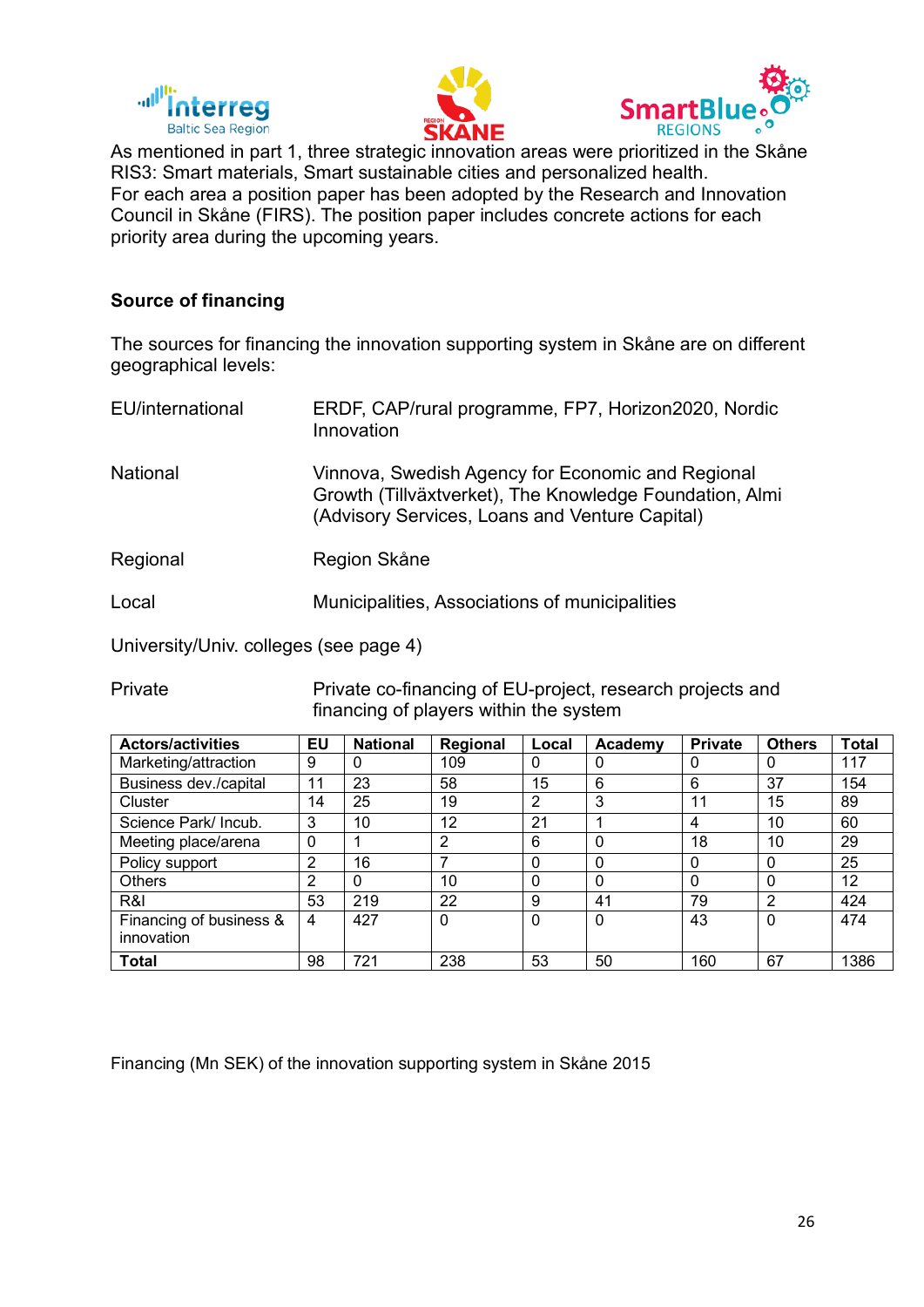As mentioned in part 1, three strategic innovation areas were prioritized in the Skåne RIS3: Smart materials, Smart sustainable cities and personalized health.
For each area a position paper has been adopted by the Research and Innovation Council in Skåne (FIRS). The position paper includes concrete actions for each priority area during the upcoming years.

**Source of financing**

The sources for financing the innovation supporting system in Skåne are on different geographical levels:

| | |
|---|---|
| EU/international | ERDF, CAP/rural programme, FP7, Horizon2020, Nordic Innovation |
| National | Vinnova, Swedish Agency for Economic and Regional Growth (Tillväxtverket), The Knowledge Foundation, Almi (Advisory Services, Loans and Venture Capital) |
| Regional | Region Skåne |
| Local | Municipalities, Associations of municipalities |

University/Univ. colleges (see page 4)

| | |
|---|---|
| Private | Private co-financing of EU-project, research projects and financing of players within the system |

| Actors/activities | EU | National | Regional | Local | Academy | Private | Others | Total |
|---|---|---|---|---|---|---|---|---|
| Marketing/attraction | 9 | 0 | 109 | 0 | 0 | 0 | 0 | 117 |
| Business dev./capital | 11 | 23 | 58 | 15 | 6 | 6 | 37 | 154 |
| Cluster | 14 | 25 | 19 | 2 | 3 | 11 | 15 | 89 |
| Science Park/ Incub. | 3 | 10 | 12 | 21 | 1 | 4 | 10 | 60 |
| Meeting place/arena | 0 | 1 | 2 | 6 | 0 | 18 | 10 | 29 |
| Policy support | 2 | 16 | 7 | 0 | 0 | 0 | 0 | 25 |
| Others | 2 | 0 | 10 | 0 | 0 | 0 | 0 | 12 |
| R&I | 53 | 219 | 22 | 9 | 41 | 79 | 2 | 424 |
| Financing of business & innovation | 4 | 427 | 0 | 0 | 0 | 43 | 0 | 474 |
| **Total** | 98 | 721 | 238 | 53 | 50 | 160 | 67 | 1386 |

Financing (Mn SEK) of the innovation supporting system in Skåne 2015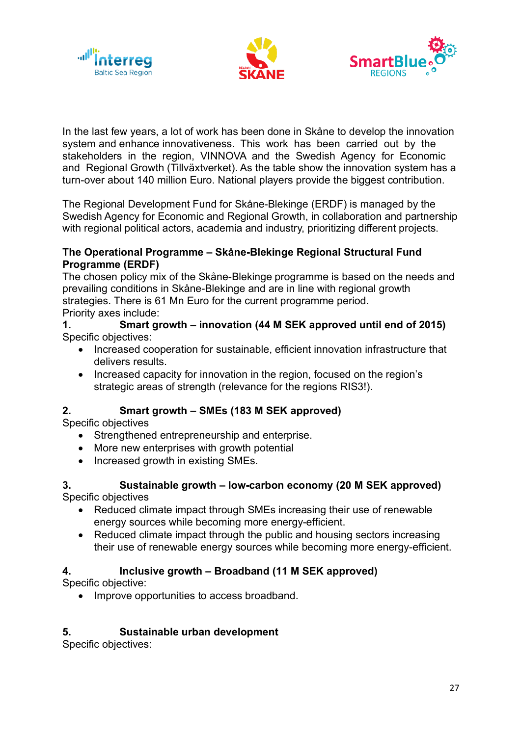In the last few years, a lot of work has been done in Skåne to develop the innovation system and enhance innovativeness. This work has been carried out by the stakeholders in the region, VINNOVA and the Swedish Agency for Economic and Regional Growth (Tillväxtverket). As the table show the innovation system has a turn-over about 140 million Euro. National players provide the biggest contribution.

The Regional Development Fund for Skåne-Blekinge (ERDF) is managed by the Swedish Agency for Economic and Regional Growth, in collaboration and partnership with regional political actors, academia and industry, prioritizing different projects.

**The Operational Programme – Skåne-Blekinge Regional Structural Fund Programme (ERDF)**

The chosen policy mix of the Skåne-Blekinge programme is based on the needs and prevailing conditions in Skåne-Blekinge and are in line with regional growth strategies. There is 61 Mn Euro for the current programme period.

Priority axes include:

**1. Smart growth – innovation (44 M SEK approved until end of 2015)**

Specific objectives:

- Increased cooperation for sustainable, efficient innovation infrastructure that delivers results.
- Increased capacity for innovation in the region, focused on the region's strategic areas of strength (relevance for the regions RIS3!).

**2. Smart growth – SMEs (183 M SEK approved)**

Specific objectives

- Strengthened entrepreneurship and enterprise.
- More new enterprises with growth potential
- Increased growth in existing SMEs.

**3. Sustainable growth – low-carbon economy (20 M SEK approved)**

Specific objectives

- Reduced climate impact through SMEs increasing their use of renewable energy sources while becoming more energy-efficient.
- Reduced climate impact through the public and housing sectors increasing their use of renewable energy sources while becoming more energy-efficient.

**4. Inclusive growth – Broadband (11 M SEK approved)**

Specific objective:

- Improve opportunities to access broadband.

**5. Sustainable urban development**

Specific objectives: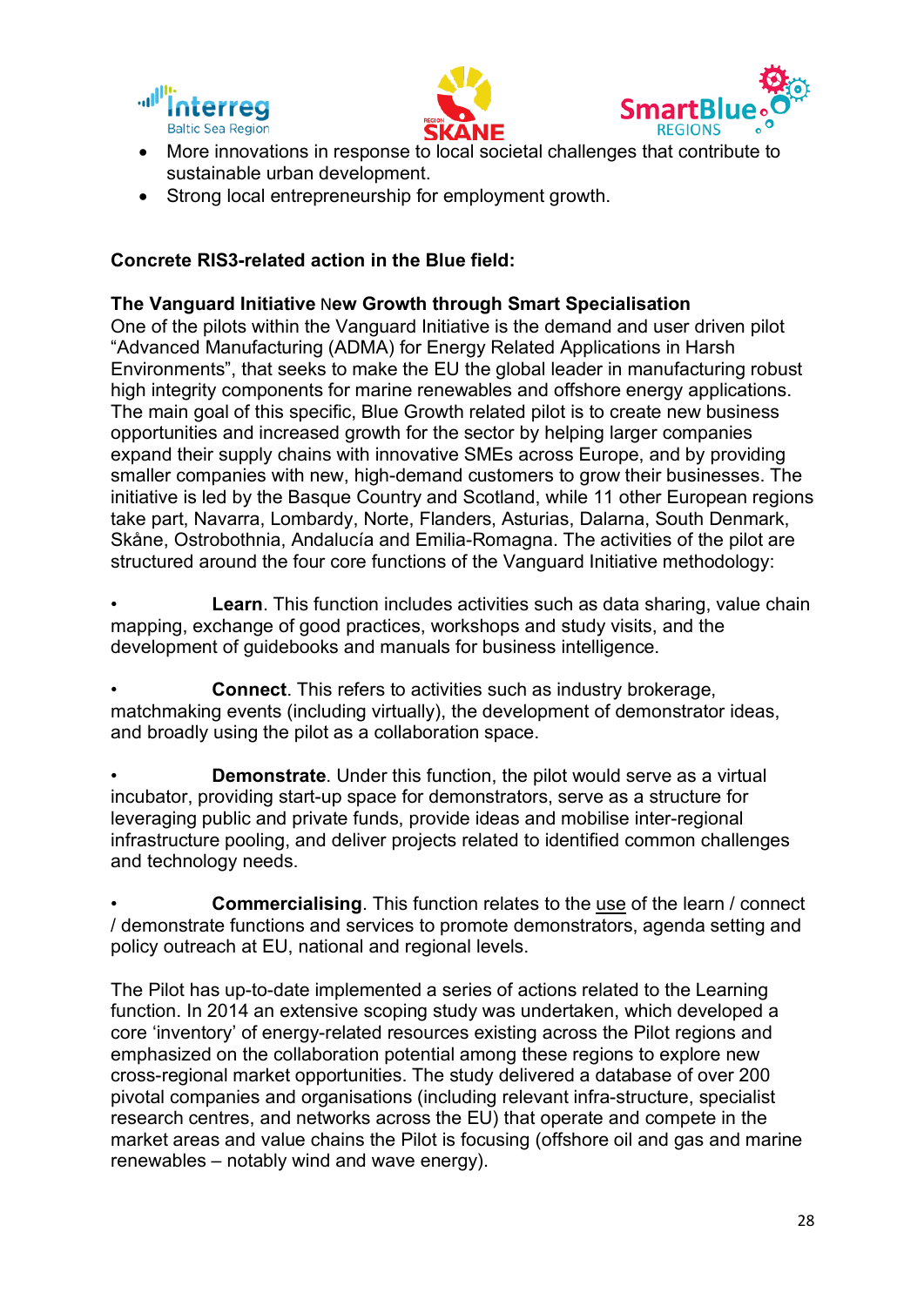- More innovations in response to local societal challenges that contribute to sustainable urban development.
- Strong local entrepreneurship for employment growth.

**Concrete RIS3-related action in the Blue field:**

**The Vanguard Initiative New Growth through Smart Specialisation**
One of the pilots within the Vanguard Initiative is the demand and user driven pilot "Advanced Manufacturing (ADMA) for Energy Related Applications in Harsh Environments", that seeks to make the EU the global leader in manufacturing robust high integrity components for marine renewables and offshore energy applications. The main goal of this specific, Blue Growth related pilot is to create new business opportunities and increased growth for the sector by helping larger companies expand their supply chains with innovative SMEs across Europe, and by providing smaller companies with new, high-demand customers to grow their businesses. The initiative is led by the Basque Country and Scotland, while 11 other European regions take part, Navarra, Lombardy, Norte, Flanders, Asturias, Dalarna, South Denmark, Skåne, Ostrobothnia, Andalucía and Emilia-Romagna. The activities of the pilot are structured around the four core functions of the Vanguard Initiative methodology:

- **Learn**. This function includes activities such as data sharing, value chain mapping, exchange of good practices, workshops and study visits, and the development of guidebooks and manuals for business intelligence.

- **Connect**. This refers to activities such as industry brokerage, matchmaking events (including virtually), the development of demonstrator ideas, and broadly using the pilot as a collaboration space.

- **Demonstrate**. Under this function, the pilot would serve as a virtual incubator, providing start-up space for demonstrators, serve as a structure for leveraging public and private funds, provide ideas and mobilise inter-regional infrastructure pooling, and deliver projects related to identified common challenges and technology needs.

- **Commercialising**. This function relates to the use of the learn / connect / demonstrate functions and services to promote demonstrators, agenda setting and policy outreach at EU, national and regional levels.

The Pilot has up-to-date implemented a series of actions related to the Learning function. In 2014 an extensive scoping study was undertaken, which developed a core 'inventory' of energy-related resources existing across the Pilot regions and emphasized on the collaboration potential among these regions to explore new cross-regional market opportunities. The study delivered a database of over 200 pivotal companies and organisations (including relevant infra-structure, specialist research centres, and networks across the EU) that operate and compete in the market areas and value chains the Pilot is focusing (offshore oil and gas and marine renewables – notably wind and wave energy).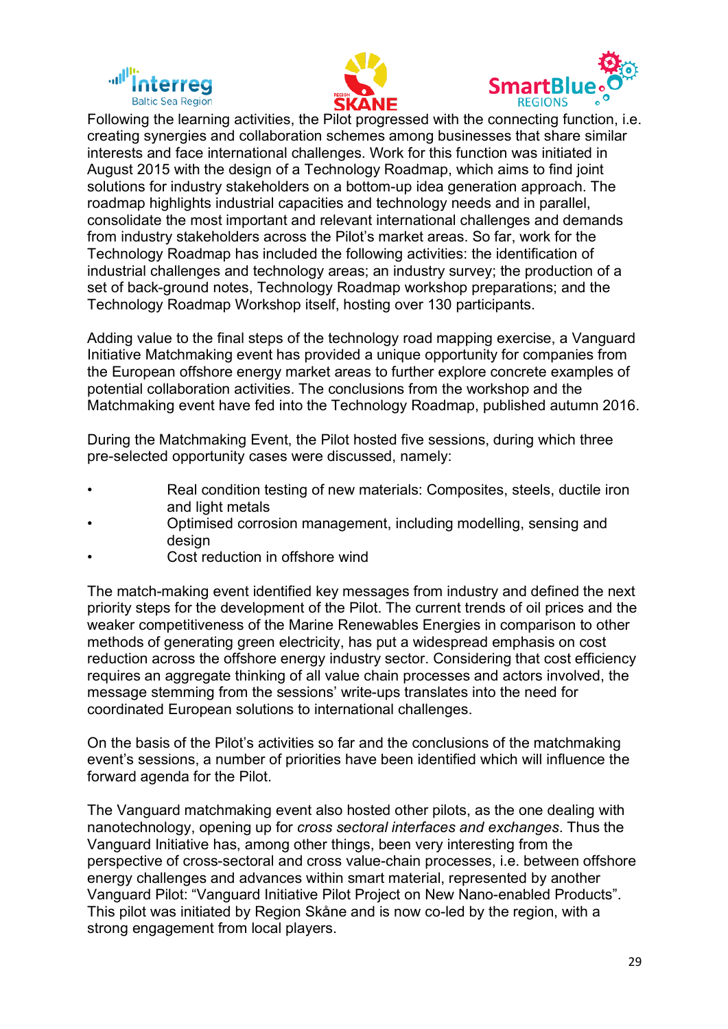Following the learning activities, the Pilot progressed with the connecting function, i.e. creating synergies and collaboration schemes among businesses that share similar interests and face international challenges. Work for this function was initiated in August 2015 with the design of a Technology Roadmap, which aims to find joint solutions for industry stakeholders on a bottom-up idea generation approach. The roadmap highlights industrial capacities and technology needs and in parallel, consolidate the most important and relevant international challenges and demands from industry stakeholders across the Pilot's market areas. So far, work for the Technology Roadmap has included the following activities: the identification of industrial challenges and technology areas; an industry survey; the production of a set of back-ground notes, Technology Roadmap workshop preparations; and the Technology Roadmap Workshop itself, hosting over 130 participants.

Adding value to the final steps of the technology road mapping exercise, a Vanguard Initiative Matchmaking event has provided a unique opportunity for companies from the European offshore energy market areas to further explore concrete examples of potential collaboration activities. The conclusions from the workshop and the Matchmaking event have fed into the Technology Roadmap, published autumn 2016.

During the Matchmaking Event, the Pilot hosted five sessions, during which three pre-selected opportunity cases were discussed, namely:

- Real condition testing of new materials: Composites, steels, ductile iron and light metals
- Optimised corrosion management, including modelling, sensing and design
- Cost reduction in offshore wind

The match-making event identified key messages from industry and defined the next priority steps for the development of the Pilot. The current trends of oil prices and the weaker competitiveness of the Marine Renewables Energies in comparison to other methods of generating green electricity, has put a widespread emphasis on cost reduction across the offshore energy industry sector. Considering that cost efficiency requires an aggregate thinking of all value chain processes and actors involved, the message stemming from the sessions' write-ups translates into the need for coordinated European solutions to international challenges.

On the basis of the Pilot's activities so far and the conclusions of the matchmaking event's sessions, a number of priorities have been identified which will influence the forward agenda for the Pilot.

The Vanguard matchmaking event also hosted other pilots, as the one dealing with nanotechnology, opening up for *cross sectoral interfaces and exchanges*. Thus the Vanguard Initiative has, among other things, been very interesting from the perspective of cross-sectoral and cross value-chain processes, i.e. between offshore energy challenges and advances within smart material, represented by another Vanguard Pilot: "Vanguard Initiative Pilot Project on New Nano-enabled Products". This pilot was initiated by Region Skåne and is now co-led by the region, with a strong engagement from local players.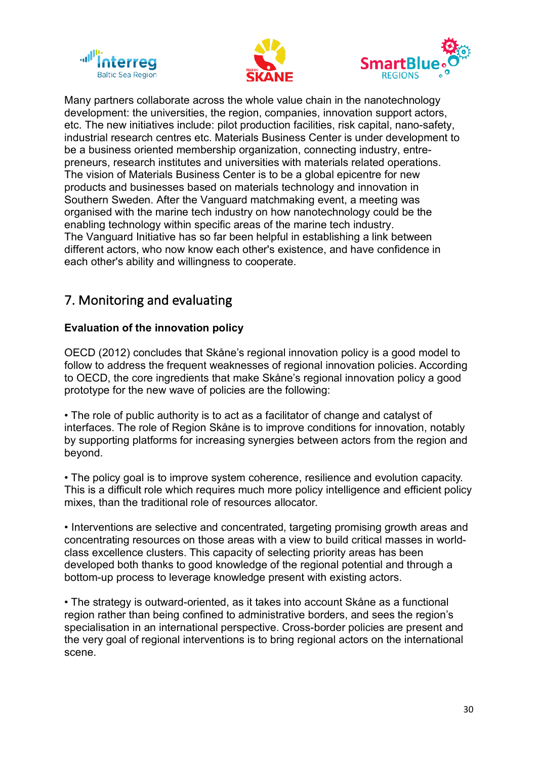Many partners collaborate across the whole value chain in the nanotechnology development: the universities, the region, companies, innovation support actors, etc. The new initiatives include: pilot production facilities, risk capital, nano-safety, industrial research centres etc. Materials Business Center is under development to be a business oriented membership organization, connecting industry, entre-preneurs, research institutes and universities with materials related operations. The vision of Materials Business Center is to be a global epicentre for new products and businesses based on materials technology and innovation in Southern Sweden. After the Vanguard matchmaking event, a meeting was organised with the marine tech industry on how nanotechnology could be the enabling technology within specific areas of the marine tech industry.
The Vanguard Initiative has so far been helpful in establishing a link between different actors, who now know each other's existence, and have confidence in each other's ability and willingness to cooperate.

## 7. Monitoring and evaluating

**Evaluation of the innovation policy**

OECD (2012) concludes that Skåne's regional innovation policy is a good model to follow to address the frequent weaknesses of regional innovation policies. According to OECD, the core ingredients that make Skåne's regional innovation policy a good prototype for the new wave of policies are the following:

• The role of public authority is to act as a facilitator of change and catalyst of interfaces. The role of Region Skåne is to improve conditions for innovation, notably by supporting platforms for increasing synergies between actors from the region and beyond.

• The policy goal is to improve system coherence, resilience and evolution capacity. This is a difficult role which requires much more policy intelligence and efficient policy mixes, than the traditional role of resources allocator.

• Interventions are selective and concentrated, targeting promising growth areas and concentrating resources on those areas with a view to build critical masses in world-class excellence clusters. This capacity of selecting priority areas has been developed both thanks to good knowledge of the regional potential and through a bottom-up process to leverage knowledge present with existing actors.

• The strategy is outward-oriented, as it takes into account Skåne as a functional region rather than being confined to administrative borders, and sees the region's specialisation in an international perspective. Cross-border policies are present and the very goal of regional interventions is to bring regional actors on the international scene.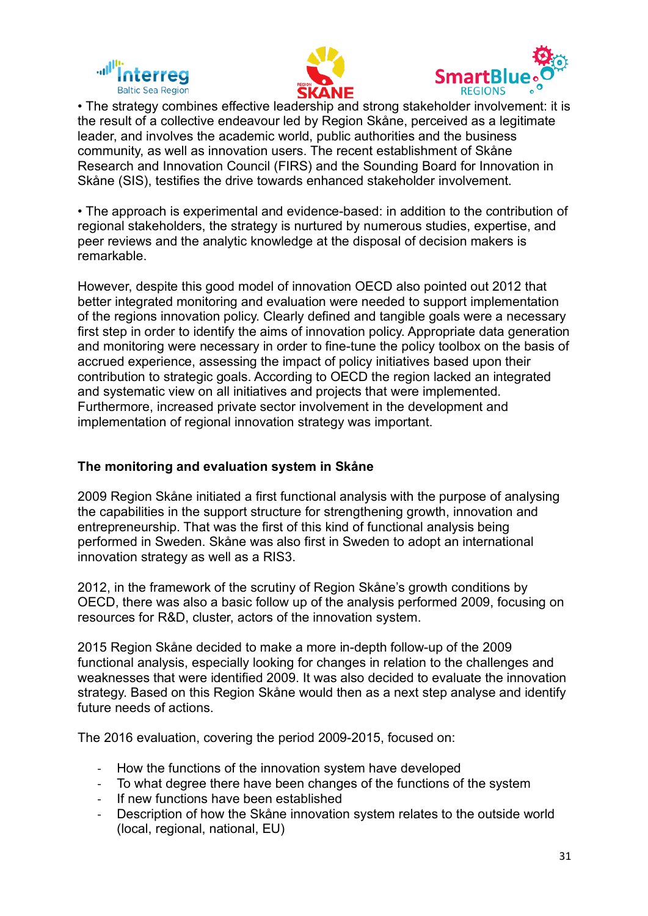• The strategy combines effective leadership and strong stakeholder involvement: it is the result of a collective endeavour led by Region Skåne, perceived as a legitimate leader, and involves the academic world, public authorities and the business community, as well as innovation users. The recent establishment of Skåne Research and Innovation Council (FIRS) and the Sounding Board for Innovation in Skåne (SIS), testifies the drive towards enhanced stakeholder involvement.

• The approach is experimental and evidence-based: in addition to the contribution of regional stakeholders, the strategy is nurtured by numerous studies, expertise, and peer reviews and the analytic knowledge at the disposal of decision makers is remarkable.

However, despite this good model of innovation OECD also pointed out 2012 that better integrated monitoring and evaluation were needed to support implementation of the regions innovation policy. Clearly defined and tangible goals were a necessary first step in order to identify the aims of innovation policy. Appropriate data generation and monitoring were necessary in order to fine-tune the policy toolbox on the basis of accrued experience, assessing the impact of policy initiatives based upon their contribution to strategic goals. According to OECD the region lacked an integrated and systematic view on all initiatives and projects that were implemented. Furthermore, increased private sector involvement in the development and implementation of regional innovation strategy was important.

**The monitoring and evaluation system in Skåne**

2009 Region Skåne initiated a first functional analysis with the purpose of analysing the capabilities in the support structure for strengthening growth, innovation and entrepreneurship. That was the first of this kind of functional analysis being performed in Sweden. Skåne was also first in Sweden to adopt an international innovation strategy as well as a RIS3.

2012, in the framework of the scrutiny of Region Skåne's growth conditions by OECD, there was also a basic follow up of the analysis performed 2009, focusing on resources for R&D, cluster, actors of the innovation system.

2015 Region Skåne decided to make a more in-depth follow-up of the 2009 functional analysis, especially looking for changes in relation to the challenges and weaknesses that were identified 2009. It was also decided to evaluate the innovation strategy. Based on this Region Skåne would then as a next step analyse and identify future needs of actions.

The 2016 evaluation, covering the period 2009-2015, focused on:

- How the functions of the innovation system have developed
- To what degree there have been changes of the functions of the system
- If new functions have been established
- Description of how the Skåne innovation system relates to the outside world (local, regional, national, EU)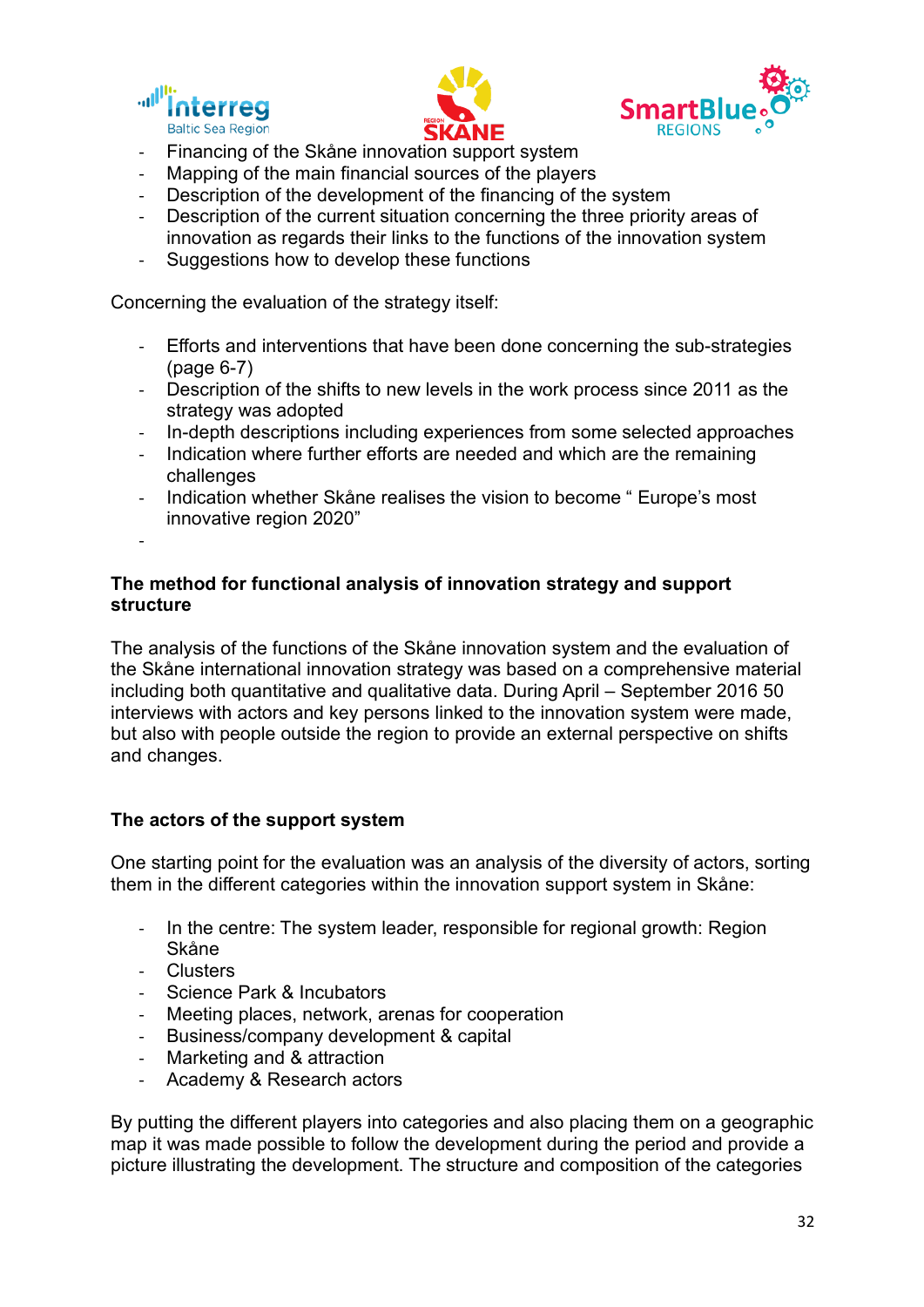- Financing of the Skåne innovation support system
- Mapping of the main financial sources of the players
- Description of the development of the financing of the system
- Description of the current situation concerning the three priority areas of innovation as regards their links to the functions of the innovation system
- Suggestions how to develop these functions

Concerning the evaluation of the strategy itself:

- Efforts and interventions that have been done concerning the sub-strategies (page 6-7)
- Description of the shifts to new levels in the work process since 2011 as the strategy was adopted
- In-depth descriptions including experiences from some selected approaches
- Indication where further efforts are needed and which are the remaining challenges
- Indication whether Skåne realises the vision to become " Europe's most innovative region 2020"
-

**The method for functional analysis of innovation strategy and support structure**

The analysis of the functions of the Skåne innovation system and the evaluation of the Skåne international innovation strategy was based on a comprehensive material including both quantitative and qualitative data. During April – September 2016 50 interviews with actors and key persons linked to the innovation system were made, but also with people outside the region to provide an external perspective on shifts and changes.

**The actors of the support system**

One starting point for the evaluation was an analysis of the diversity of actors, sorting them in the different categories within the innovation support system in Skåne:

- In the centre: The system leader, responsible for regional growth: Region Skåne
- Clusters
- Science Park & Incubators
- Meeting places, network, arenas for cooperation
- Business/company development & capital
- Marketing and & attraction
- Academy & Research actors

By putting the different players into categories and also placing them on a geographic map it was made possible to follow the development during the period and provide a picture illustrating the development. The structure and composition of the categories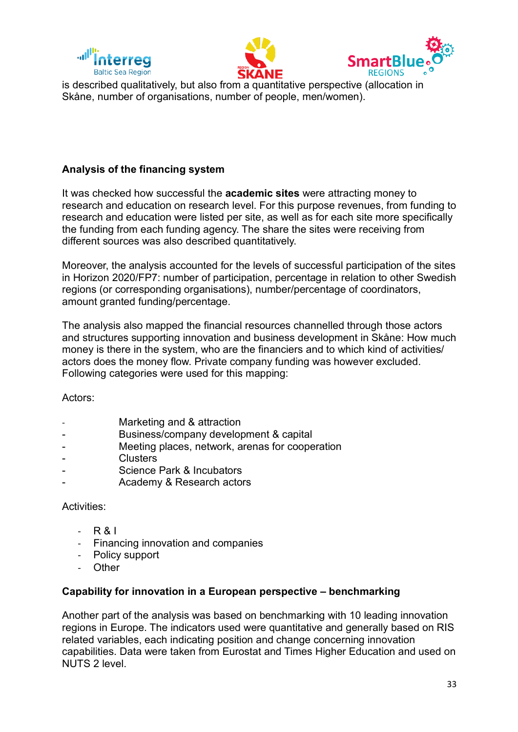is described qualitatively, but also from a quantitative perspective (allocation in Skåne, number of organisations, number of people, men/women).

**Analysis of the financing system**

It was checked how successful the **academic sites** were attracting money to research and education on research level. For this purpose revenues, from funding to research and education were listed per site, as well as for each site more specifically the funding from each funding agency. The share the sites were receiving from different sources was also described quantitatively.

Moreover, the analysis accounted for the levels of successful participation of the sites in Horizon 2020/FP7: number of participation, percentage in relation to other Swedish regions (or corresponding organisations), number/percentage of coordinators, amount granted funding/percentage.

The analysis also mapped the financial resources channelled through those actors and structures supporting innovation and business development in Skåne: How much money is there in the system, who are the financiers and to which kind of activities/ actors does the money flow. Private company funding was however excluded. Following categories were used for this mapping:

Actors:

- Marketing and & attraction
- Business/company development & capital
- Meeting places, network, arenas for cooperation
- Clusters
- Science Park & Incubators
- Academy & Research actors

Activities:

- R & I
- Financing innovation and companies
- Policy support
- Other

**Capability for innovation in a European perspective – benchmarking**

Another part of the analysis was based on benchmarking with 10 leading innovation regions in Europe. The indicators used were quantitative and generally based on RIS related variables, each indicating position and change concerning innovation capabilities. Data were taken from Eurostat and Times Higher Education and used on NUTS 2 level.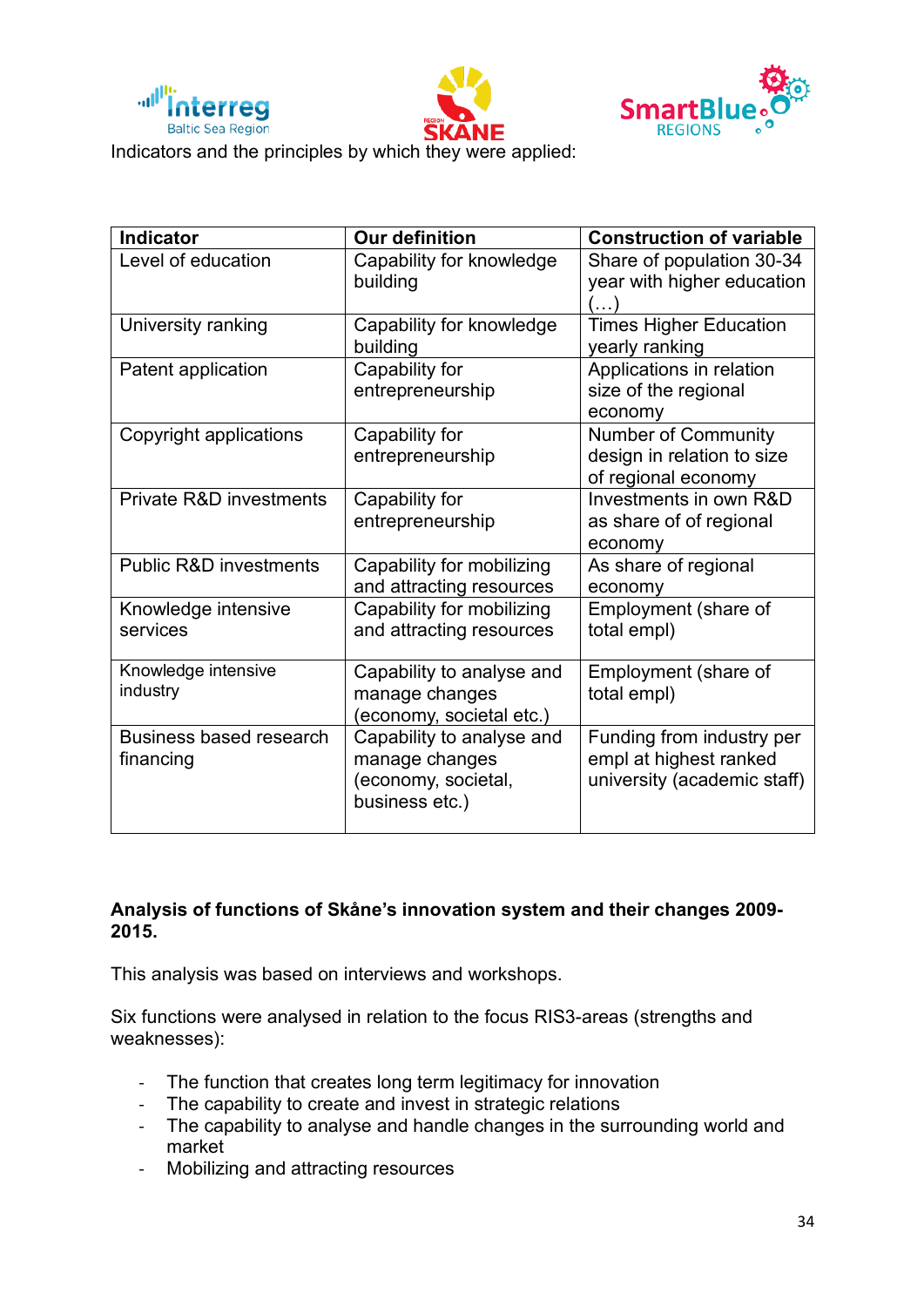Indicators and the principles by which they were applied:

| Indicator | Our definition | Construction of variable |
|---|---|---|
| Level of education | Capability for knowledge building | Share of population 30-34 year with higher education (…) |
| University ranking | Capability for knowledge building | Times Higher Education yearly ranking |
| Patent application | Capability for entrepreneurship | Applications in relation size of the regional economy |
| Copyright applications | Capability for entrepreneurship | Number of Community design in relation to size of regional economy |
| Private R&D investments | Capability for entrepreneurship | Investments in own R&D as share of regional economy |
| Public R&D investments | Capability for mobilizing and attracting resources | As share of regional economy |
| Knowledge intensive services | Capability for mobilizing and attracting resources | Employment (share of total empl) |
| Knowledge intensive industry | Capability to analyse and manage changes (economy, societal etc.) | Employment (share of total empl) |
| Business based research financing | Capability to analyse and manage changes (economy, societal, business etc.) | Funding from industry per empl at highest ranked university (academic staff) |

**Analysis of functions of Skåne's innovation system and their changes 2009-2015.**

This analysis was based on interviews and workshops.

Six functions were analysed in relation to the focus RIS3-areas (strengths and weaknesses):

- The function that creates long term legitimacy for innovation
- The capability to create and invest in strategic relations
- The capability to analyse and handle changes in the surrounding world and market
- Mobilizing and attracting resources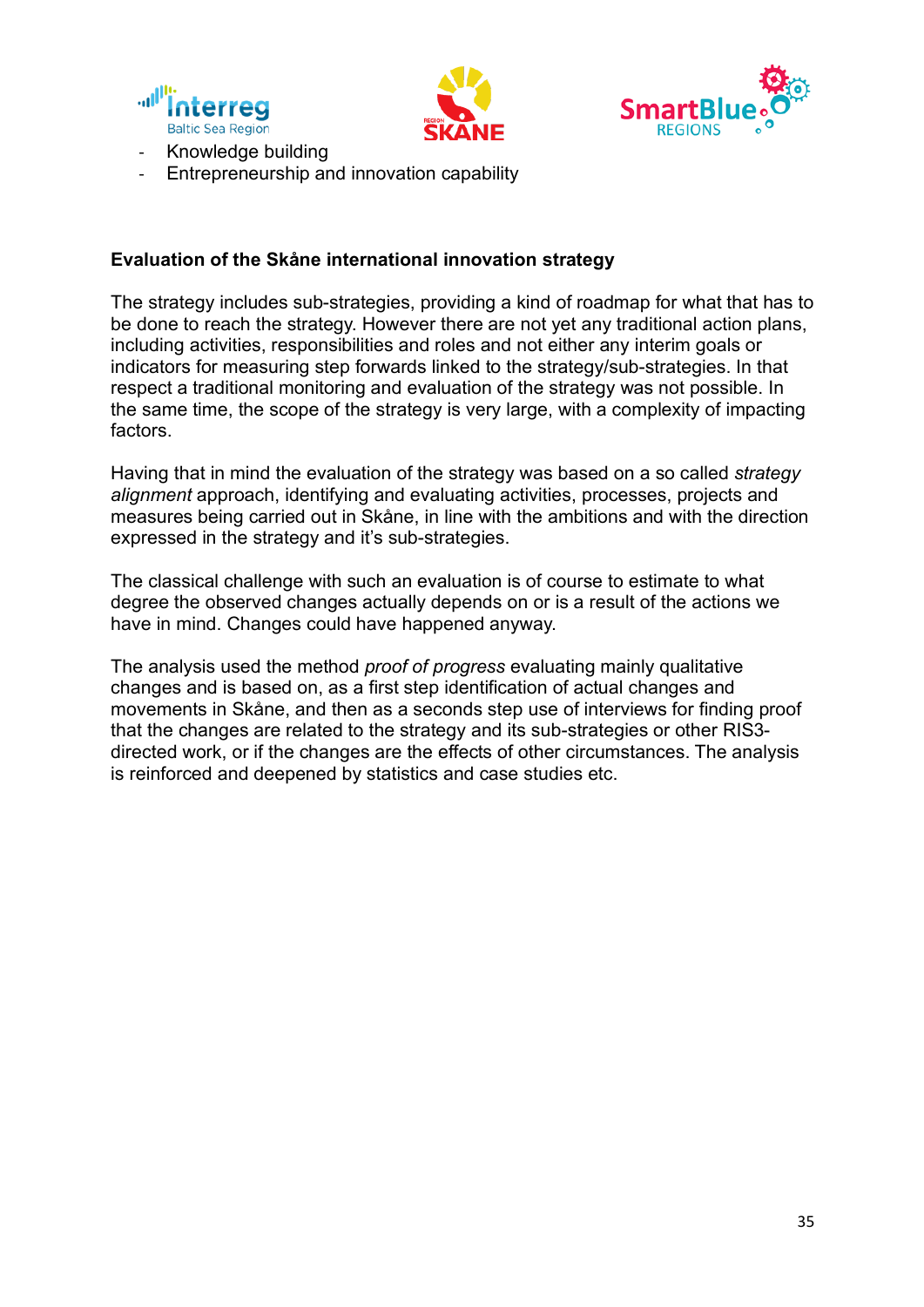- Knowledge building
- Entrepreneurship and innovation capability

**Evaluation of the Skåne international innovation strategy**

The strategy includes sub-strategies, providing a kind of roadmap for what that has to be done to reach the strategy. However there are not yet any traditional action plans, including activities, responsibilities and roles and not either any interim goals or indicators for measuring step forwards linked to the strategy/sub-strategies. In that respect a traditional monitoring and evaluation of the strategy was not possible. In the same time, the scope of the strategy is very large, with a complexity of impacting factors.

Having that in mind the evaluation of the strategy was based on a so called *strategy alignment* approach, identifying and evaluating activities, processes, projects and measures being carried out in Skåne, in line with the ambitions and with the direction expressed in the strategy and it's sub-strategies.

The classical challenge with such an evaluation is of course to estimate to what degree the observed changes actually depends on or is a result of the actions we have in mind. Changes could have happened anyway.

The analysis used the method *proof of progress* evaluating mainly qualitative changes and is based on, as a first step identification of actual changes and movements in Skåne, and then as a seconds step use of interviews for finding proof that the changes are related to the strategy and its sub-strategies or other RIS3-directed work, or if the changes are the effects of other circumstances. The analysis is reinforced and deepened by statistics and case studies etc.